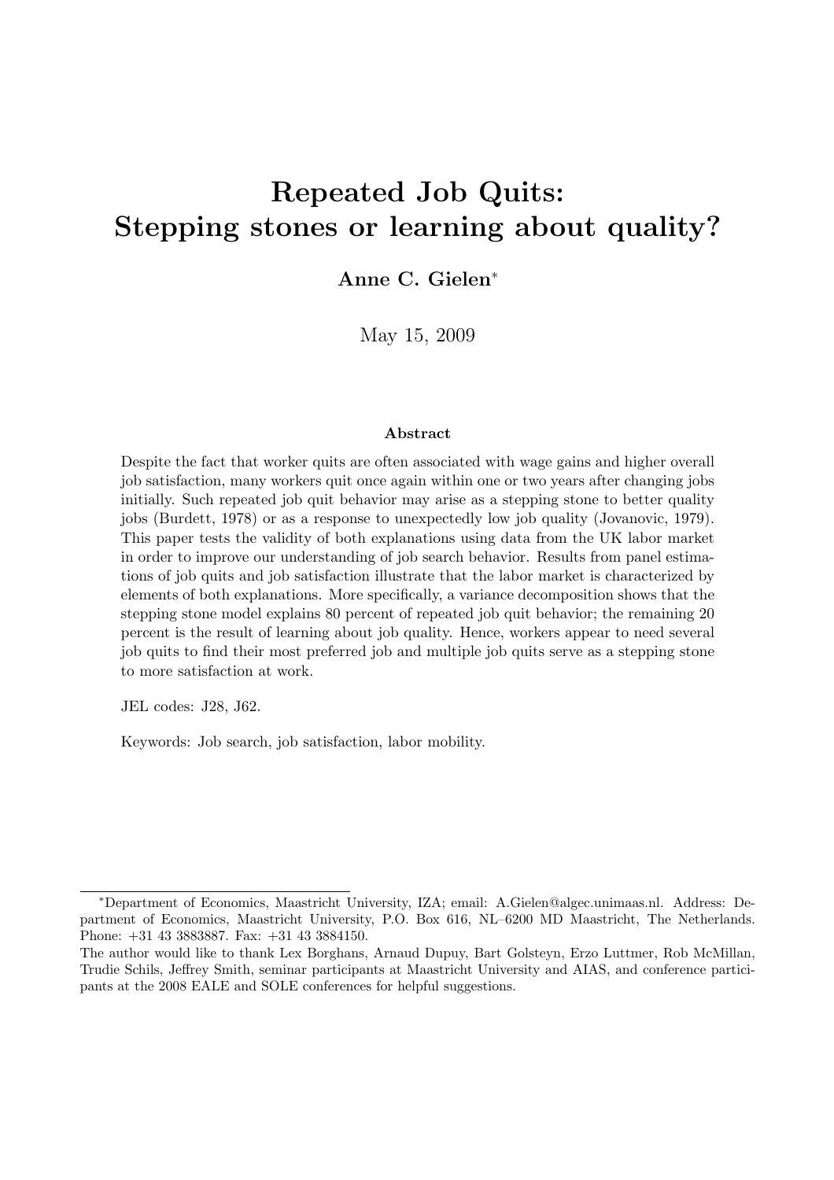# Repeated Job Quits: Stepping stones or learning about quality?

**Anne C. Gielen**[*]

May 15, 2009

### Abstract

Despite the fact that worker quits are often associated with wage gains and higher overall job satisfaction, many workers quit once again within one or two years after changing jobs initially. Such repeated job quit behavior may arise as a stepping stone to better quality jobs (Burdett, 1978) or as a response to unexpectedly low job quality (Jovanovic, 1979). This paper tests the validity of both explanations using data from the UK labor market in order to improve our understanding of job search behavior. Results from panel estimations of job quits and job satisfaction illustrate that the labor market is characterized by elements of both explanations. More specifically, a variance decomposition shows that the stepping stone model explains 80 percent of repeated job quit behavior; the remaining 20 percent is the result of learning about job quality. Hence, workers appear to need several job quits to find their most preferred job and multiple job quits serve as a stepping stone to more satisfaction at work.

JEL codes: J28, J62.

Keywords: Job search, job satisfaction, labor mobility.

---

[*]Department of Economics, Maastricht University, IZA; email: A.Gielen@algec.unimaas.nl. Address: Department of Economics, Maastricht University, P.O. Box 616, NL–6200 MD Maastricht, The Netherlands. Phone: +31 43 3883887. Fax: +31 43 3884150.

The author would like to thank Lex Borghans, Arnaud Dupuy, Bart Golsteyn, Erzo Luttmer, Rob McMillan, Trudie Schils, Jeffrey Smith, seminar participants at Maastricht University and AIAS, and conference participants at the 2008 EALE and SOLE conferences for helpful suggestions.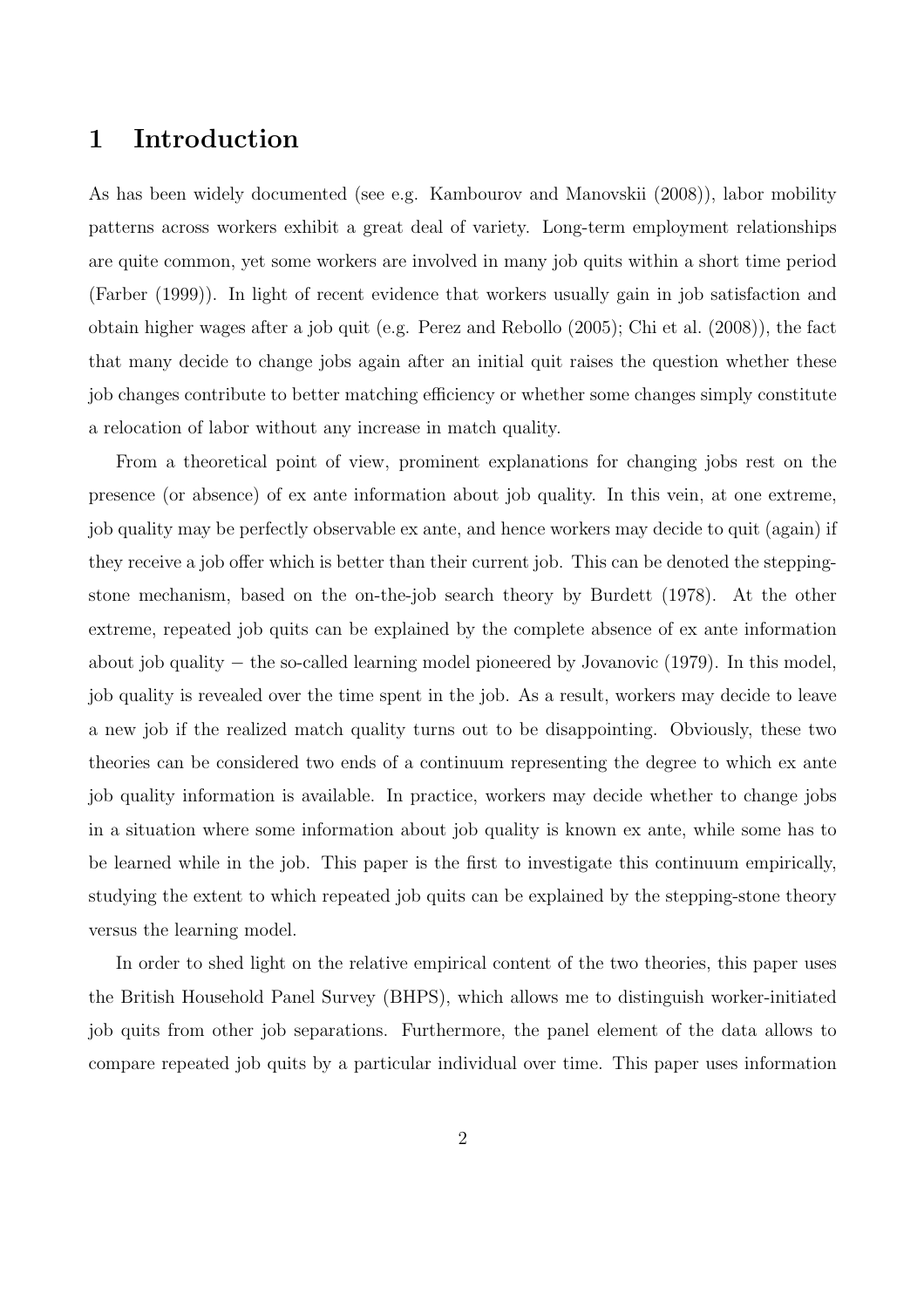# 1 Introduction

As has been widely documented (see e.g. Kambourov and Manovskii (2008)), labor mobility patterns across workers exhibit a great deal of variety. Long-term employment relationships are quite common, yet some workers are involved in many job quits within a short time period (Farber (1999)). In light of recent evidence that workers usually gain in job satisfaction and obtain higher wages after a job quit (e.g. Perez and Rebollo (2005); Chi et al. (2008)), the fact that many decide to change jobs again after an initial quit raises the question whether these job changes contribute to better matching efficiency or whether some changes simply constitute a relocation of labor without any increase in match quality.

From a theoretical point of view, prominent explanations for changing jobs rest on the presence (or absence) of ex ante information about job quality. In this vein, at one extreme, job quality may be perfectly observable ex ante, and hence workers may decide to quit (again) if they receive a job offer which is better than their current job. This can be denoted the stepping-stone mechanism, based on the on-the-job search theory by Burdett (1978). At the other extreme, repeated job quits can be explained by the complete absence of ex ante information about job quality − the so-called learning model pioneered by Jovanovic (1979). In this model, job quality is revealed over the time spent in the job. As a result, workers may decide to leave a new job if the realized match quality turns out to be disappointing. Obviously, these two theories can be considered two ends of a continuum representing the degree to which ex ante job quality information is available. In practice, workers may decide whether to change jobs in a situation where some information about job quality is known ex ante, while some has to be learned while in the job. This paper is the first to investigate this continuum empirically, studying the extent to which repeated job quits can be explained by the stepping-stone theory versus the learning model.

In order to shed light on the relative empirical content of the two theories, this paper uses the British Household Panel Survey (BHPS), which allows me to distinguish worker-initiated job quits from other job separations. Furthermore, the panel element of the data allows to compare repeated job quits by a particular individual over time. This paper uses information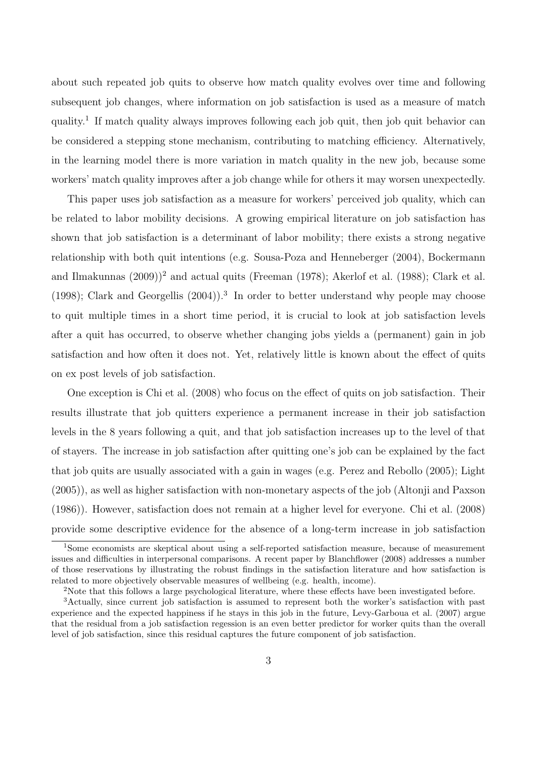about such repeated job quits to observe how match quality evolves over time and following subsequent job changes, where information on job satisfaction is used as a measure of match quality.[1] If match quality always improves following each job quit, then job quit behavior can be considered a stepping stone mechanism, contributing to matching efficiency. Alternatively, in the learning model there is more variation in match quality in the new job, because some workers' match quality improves after a job change while for others it may worsen unexpectedly.

This paper uses job satisfaction as a measure for workers' perceived job quality, which can be related to labor mobility decisions. A growing empirical literature on job satisfaction has shown that job satisfaction is a determinant of labor mobility; there exists a strong negative relationship with both quit intentions (e.g. Sousa-Poza and Henneberger (2004), Bockermann and Ilmakunnas (2009))[2] and actual quits (Freeman (1978); Akerlof et al. (1988); Clark et al. (1998); Clark and Georgellis (2004)).[3] In order to better understand why people may choose to quit multiple times in a short time period, it is crucial to look at job satisfaction levels after a quit has occurred, to observe whether changing jobs yields a (permanent) gain in job satisfaction and how often it does not. Yet, relatively little is known about the effect of quits on ex post levels of job satisfaction.

One exception is Chi et al. (2008) who focus on the effect of quits on job satisfaction. Their results illustrate that job quitters experience a permanent increase in their job satisfaction levels in the 8 years following a quit, and that job satisfaction increases up to the level of that of stayers. The increase in job satisfaction after quitting one's job can be explained by the fact that job quits are usually associated with a gain in wages (e.g. Perez and Rebollo (2005); Light (2005)), as well as higher satisfaction with non-monetary aspects of the job (Altonji and Paxson (1986)). However, satisfaction does not remain at a higher level for everyone. Chi et al. (2008) provide some descriptive evidence for the absence of a long-term increase in job satisfaction

[1] Some economists are skeptical about using a self-reported satisfaction measure, because of measurement issues and difficulties in interpersonal comparisons. A recent paper by Blanchflower (2008) addresses a number of those reservations by illustrating the robust findings in the satisfaction literature and how satisfaction is related to more objectively observable measures of wellbeing (e.g. health, income).

[2] Note that this follows a large psychological literature, where these effects have been investigated before.

[3] Actually, since current job satisfaction is assumed to represent both the worker's satisfaction with past experience and the expected happiness if he stays in this job in the future, Levy-Garboua et al. (2007) argue that the residual from a job satisfaction regession is an even better predictor for worker quits than the overall level of job satisfaction, since this residual captures the future component of job satisfaction.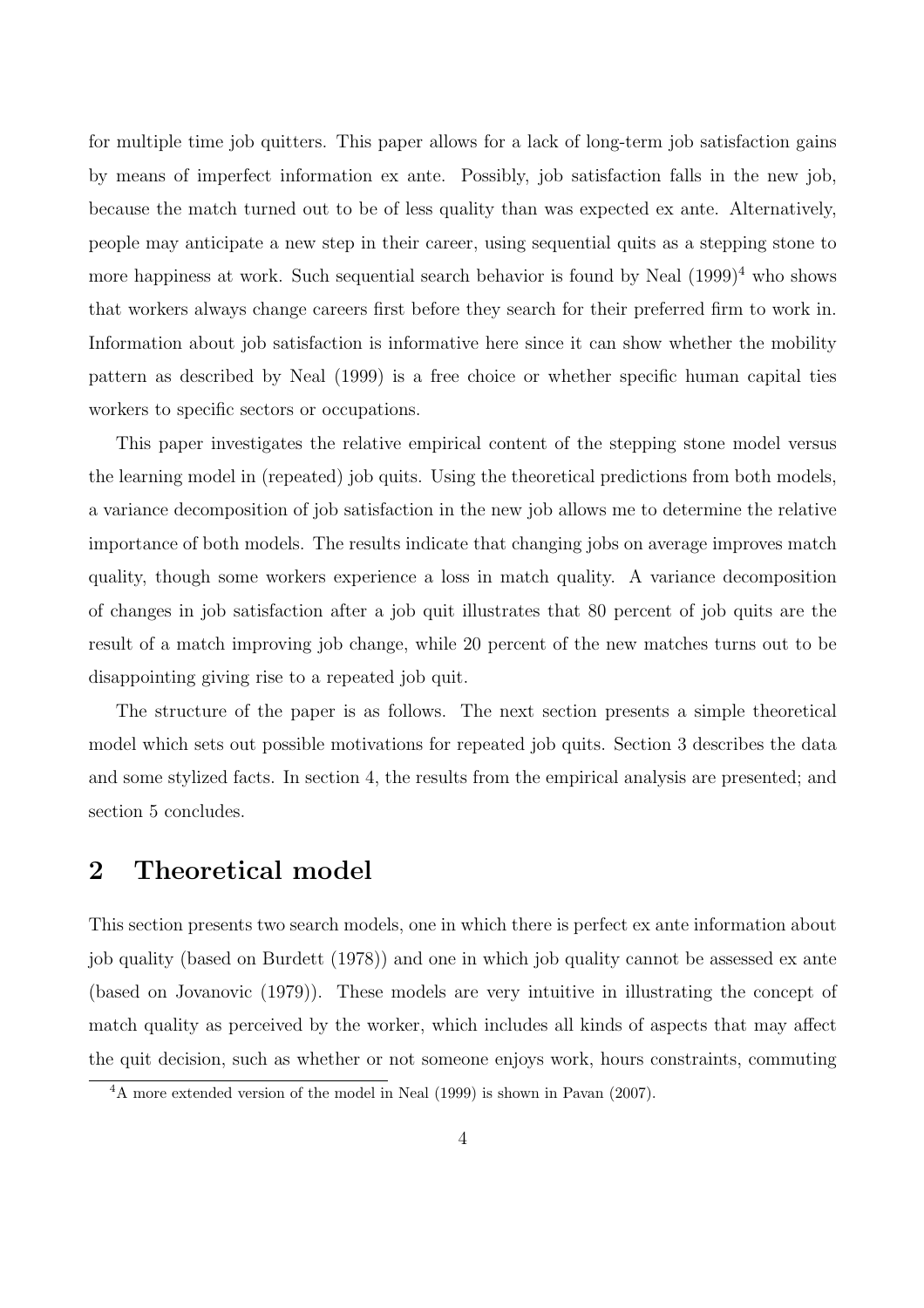for multiple time job quitters. This paper allows for a lack of long-term job satisfaction gains by means of imperfect information ex ante. Possibly, job satisfaction falls in the new job, because the match turned out to be of less quality than was expected ex ante. Alternatively, people may anticipate a new step in their career, using sequential quits as a stepping stone to more happiness at work. Such sequential search behavior is found by Neal (1999)[4] who shows that workers always change careers first before they search for their preferred firm to work in. Information about job satisfaction is informative here since it can show whether the mobility pattern as described by Neal (1999) is a free choice or whether specific human capital ties workers to specific sectors or occupations.

This paper investigates the relative empirical content of the stepping stone model versus the learning model in (repeated) job quits. Using the theoretical predictions from both models, a variance decomposition of job satisfaction in the new job allows me to determine the relative importance of both models. The results indicate that changing jobs on average improves match quality, though some workers experience a loss in match quality. A variance decomposition of changes in job satisfaction after a job quit illustrates that 80 percent of job quits are the result of a match improving job change, while 20 percent of the new matches turns out to be disappointing giving rise to a repeated job quit.

The structure of the paper is as follows. The next section presents a simple theoretical model which sets out possible motivations for repeated job quits. Section 3 describes the data and some stylized facts. In section 4, the results from the empirical analysis are presented; and section 5 concludes.

## 2 Theoretical model

This section presents two search models, one in which there is perfect ex ante information about job quality (based on Burdett (1978)) and one in which job quality cannot be assessed ex ante (based on Jovanovic (1979)). These models are very intuitive in illustrating the concept of match quality as perceived by the worker, which includes all kinds of aspects that may affect the quit decision, such as whether or not someone enjoys work, hours constraints, commuting

[4] A more extended version of the model in Neal (1999) is shown in Pavan (2007).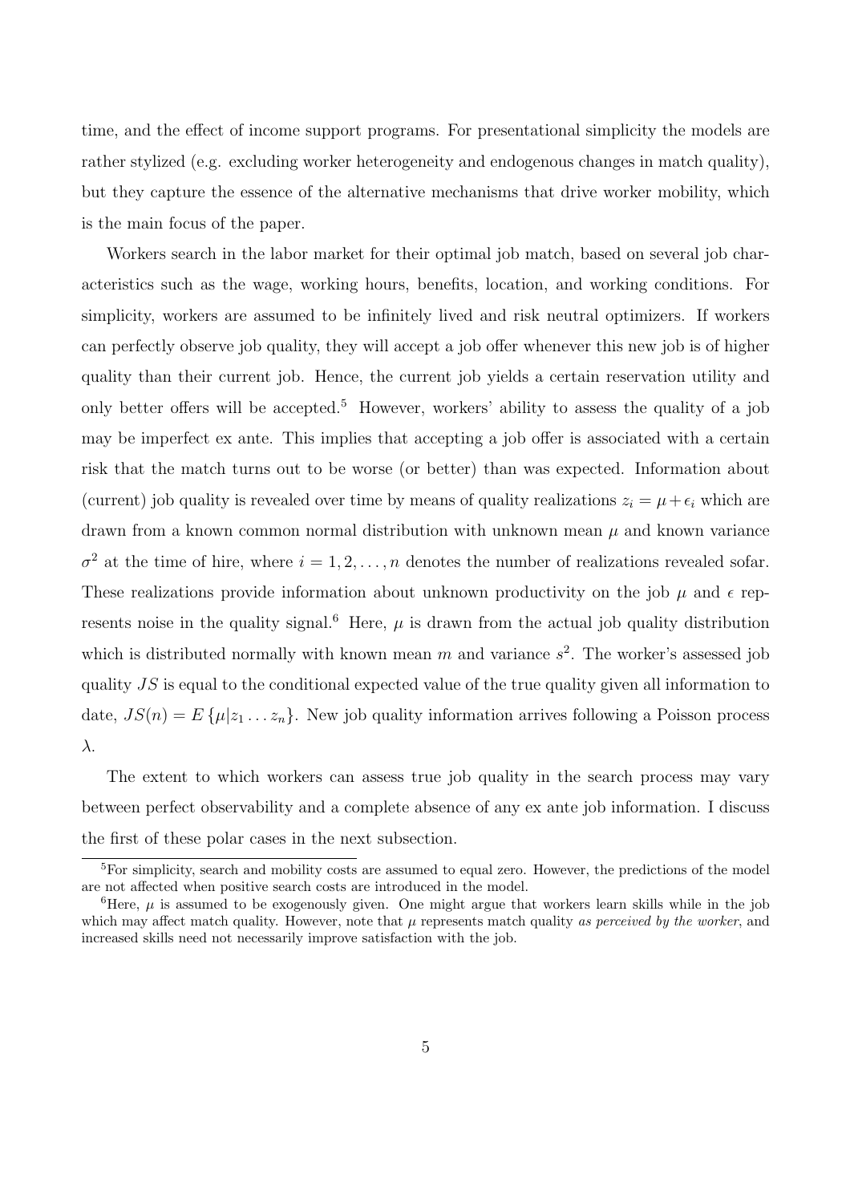time, and the effect of income support programs. For presentational simplicity the models are rather stylized (e.g. excluding worker heterogeneity and endogenous changes in match quality), but they capture the essence of the alternative mechanisms that drive worker mobility, which is the main focus of the paper.

Workers search in the labor market for their optimal job match, based on several job characteristics such as the wage, working hours, benefits, location, and working conditions. For simplicity, workers are assumed to be infinitely lived and risk neutral optimizers. If workers can perfectly observe job quality, they will accept a job offer whenever this new job is of higher quality than their current job. Hence, the current job yields a certain reservation utility and only better offers will be accepted.[5] However, workers' ability to assess the quality of a job may be imperfect ex ante. This implies that accepting a job offer is associated with a certain risk that the match turns out to be worse (or better) than was expected. Information about (current) job quality is revealed over time by means of quality realizations $z_i = \mu + \epsilon_i$ which are drawn from a known common normal distribution with unknown mean $\mu$ and known variance $\sigma^2$ at the time of hire, where $i = 1, 2, \ldots, n$ denotes the number of realizations revealed sofar. These realizations provide information about unknown productivity on the job $\mu$ and $\epsilon$ represents noise in the quality signal.[6] Here, $\mu$ is drawn from the actual job quality distribution which is distributed normally with known mean $m$ and variance $s^2$. The worker's assessed job quality $JS$ is equal to the conditional expected value of the true quality given all information to date, $JS(n) = E\left\{\mu | z_1 \ldots z_n\right\}$. New job quality information arrives following a Poisson process $\lambda$.

The extent to which workers can assess true job quality in the search process may vary between perfect observability and a complete absence of any ex ante job information. I discuss the first of these polar cases in the next subsection.

---

[5] For simplicity, search and mobility costs are assumed to equal zero. However, the predictions of the model are not affected when positive search costs are introduced in the model.

[6] Here, $\mu$ is assumed to be exogenously given. One might argue that workers learn skills while in the job which may affect match quality. However, note that $\mu$ represents match quality *as perceived by the worker*, and increased skills need not necessarily improve satisfaction with the job.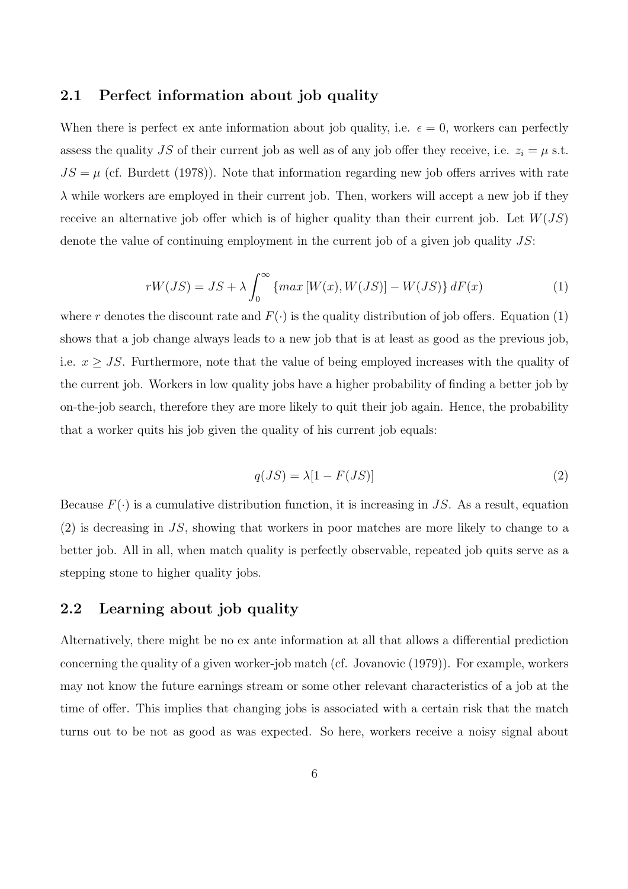## 2.1 Perfect information about job quality

When there is perfect ex ante information about job quality, i.e. $\epsilon = 0$, workers can perfectly assess the quality $JS$ of their current job as well as of any job offer they receive, i.e. $z_i = \mu$ s.t. $JS = \mu$ (cf. Burdett (1978)). Note that information regarding new job offers arrives with rate $\lambda$ while workers are employed in their current job. Then, workers will accept a new job if they receive an alternative job offer which is of higher quality than their current job. Let $W(JS)$ denote the value of continuing employment in the current job of a given job quality $JS$:

$$rW(JS) = JS + \lambda \int_0^\infty \{max\,[W(x), W(JS)] - W(JS)\}\, dF(x) \tag{1}$$

where $r$ denotes the discount rate and $F(\cdot)$ is the quality distribution of job offers. Equation (1) shows that a job change always leads to a new job that is at least as good as the previous job, i.e. $x \geq JS$. Furthermore, note that the value of being employed increases with the quality of the current job. Workers in low quality jobs have a higher probability of finding a better job by on-the-job search, therefore they are more likely to quit their job again. Hence, the probability that a worker quits his job given the quality of his current job equals:

$$q(JS) = \lambda[1 - F(JS)] \tag{2}$$

Because $F(\cdot)$ is a cumulative distribution function, it is increasing in $JS$. As a result, equation (2) is decreasing in $JS$, showing that workers in poor matches are more likely to change to a better job. All in all, when match quality is perfectly observable, repeated job quits serve as a stepping stone to higher quality jobs.

## 2.2 Learning about job quality

Alternatively, there might be no ex ante information at all that allows a differential prediction concerning the quality of a given worker-job match (cf. Jovanovic (1979)). For example, workers may not know the future earnings stream or some other relevant characteristics of a job at the time of offer. This implies that changing jobs is associated with a certain risk that the match turns out to be not as good as was expected. So here, workers receive a noisy signal about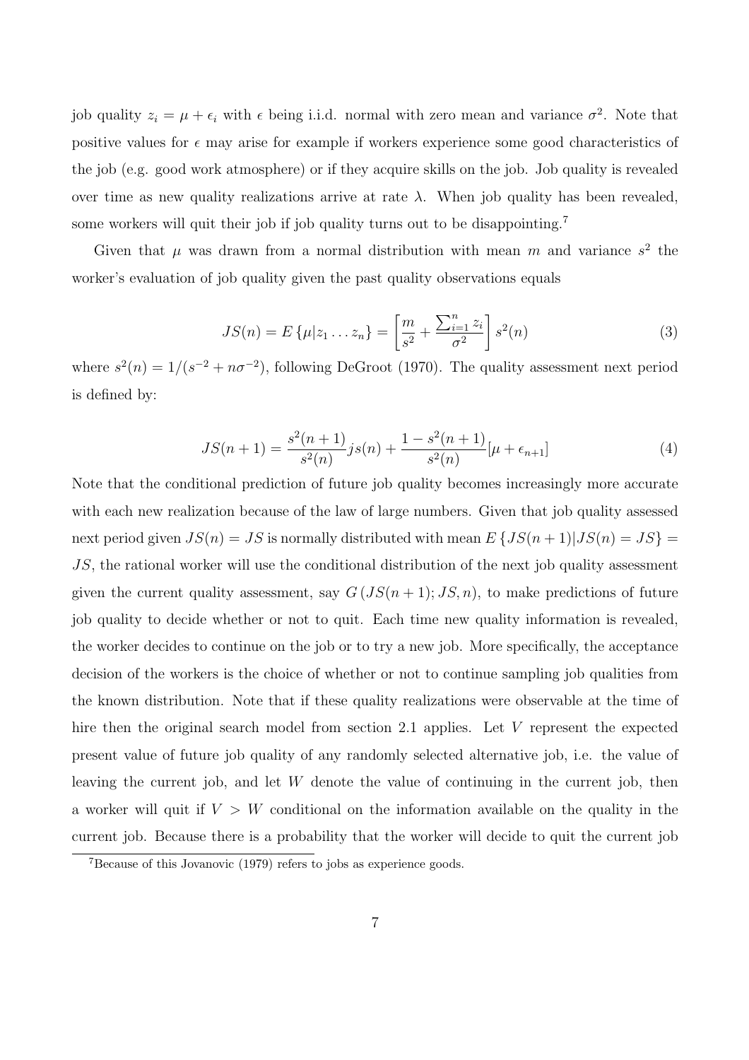job quality $z_i = \mu + \epsilon_i$ with $\epsilon$ being i.i.d. normal with zero mean and variance $\sigma^2$. Note that positive values for $\epsilon$ may arise for example if workers experience some good characteristics of the job (e.g. good work atmosphere) or if they acquire skills on the job. Job quality is revealed over time as new quality realizations arrive at rate $\lambda$. When job quality has been revealed, some workers will quit their job if job quality turns out to be disappointing.[7]

Given that $\mu$ was drawn from a normal distribution with mean $m$ and variance $s^2$ the worker's evaluation of job quality given the past quality observations equals

$$JS(n) = E\{\mu | z_1 \ldots z_n\} = \left[\frac{m}{s^2} + \frac{\sum_{i=1}^{n} z_i}{\sigma^2}\right] s^2(n) \tag{3}$$

where $s^2(n) = 1/(s^{-2} + n\sigma^{-2})$, following DeGroot (1970). The quality assessment next period is defined by:

$$JS(n+1) = \frac{s^2(n+1)}{s^2(n)} js(n) + \frac{1 - s^2(n+1)}{s^2(n)} [\mu + \epsilon_{n+1}] \tag{4}$$

Note that the conditional prediction of future job quality becomes increasingly more accurate with each new realization because of the law of large numbers. Given that job quality assessed next period given $JS(n) = JS$ is normally distributed with mean $E\{JS(n+1)|JS(n) = JS\} = JS$, the rational worker will use the conditional distribution of the next job quality assessment given the current quality assessment, say $G(JS(n+1); JS, n)$, to make predictions of future job quality to decide whether or not to quit. Each time new quality information is revealed, the worker decides to continue on the job or to try a new job. More specifically, the acceptance decision of the workers is the choice of whether or not to continue sampling job qualities from the known distribution. Note that if these quality realizations were observable at the time of hire then the original search model from section 2.1 applies. Let $V$ represent the expected present value of future job quality of any randomly selected alternative job, i.e. the value of leaving the current job, and let $W$ denote the value of continuing in the current job, then a worker will quit if $V > W$ conditional on the information available on the quality in the current job. Because there is a probability that the worker will decide to quit the current job

[7] Because of this Jovanovic (1979) refers to jobs as experience goods.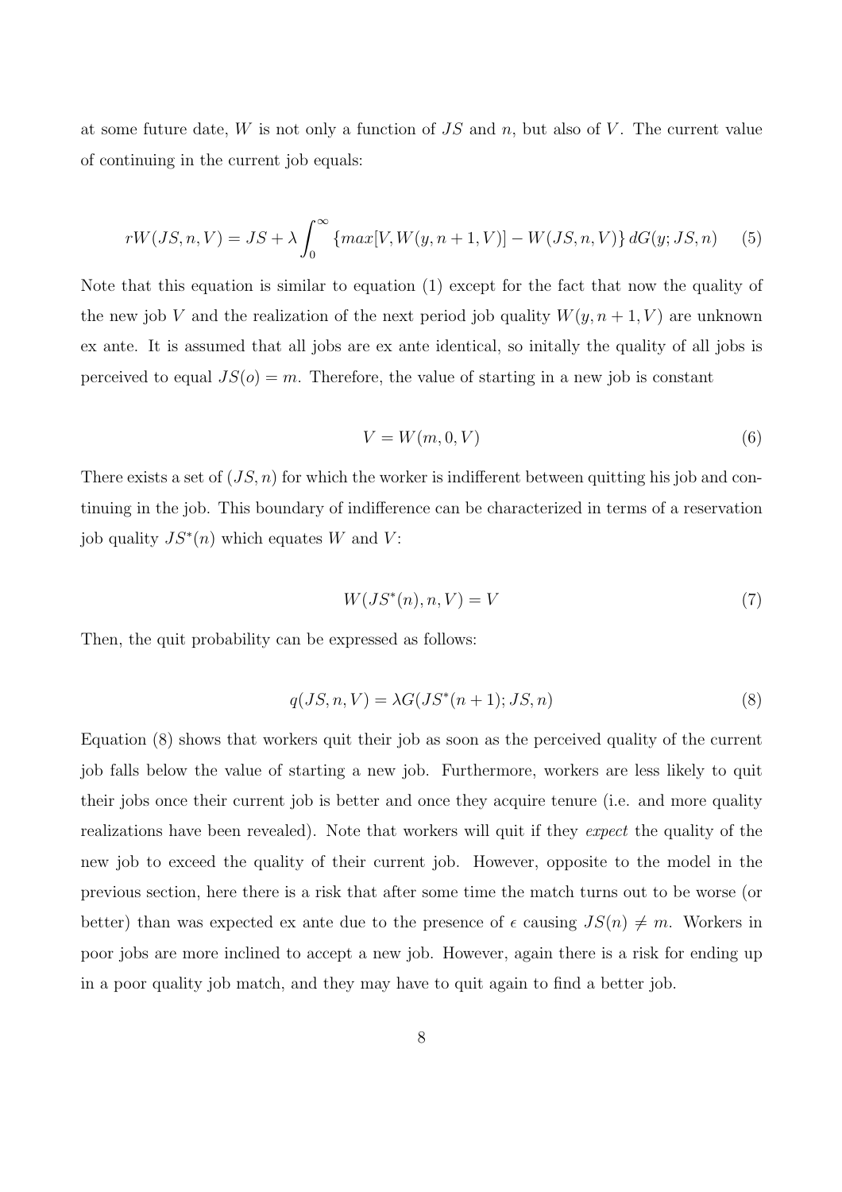at some future date, $W$ is not only a function of $JS$ and $n$, but also of $V$. The current value of continuing in the current job equals:

$$rW(JS, n, V) = JS + \lambda \int_0^\infty \{max[V, W(y, n+1, V)] - W(JS, n, V)\} \, dG(y; JS, n) \tag{5}$$

Note that this equation is similar to equation (1) except for the fact that now the quality of the new job $V$ and the realization of the next period job quality $W(y, n+1, V)$ are unknown ex ante. It is assumed that all jobs are ex ante identical, so initally the quality of all jobs is perceived to equal $JS(o) = m$. Therefore, the value of starting in a new job is constant

$$V = W(m, 0, V) \tag{6}$$

There exists a set of $(JS, n)$ for which the worker is indifferent between quitting his job and continuing in the job. This boundary of indifference can be characterized in terms of a reservation job quality $JS^*(n)$ which equates $W$ and $V$:

$$W(JS^*(n), n, V) = V \tag{7}$$

Then, the quit probability can be expressed as follows:

$$q(JS, n, V) = \lambda G(JS^*(n+1); JS, n) \tag{8}$$

Equation (8) shows that workers quit their job as soon as the perceived quality of the current job falls below the value of starting a new job. Furthermore, workers are less likely to quit their jobs once their current job is better and once they acquire tenure (i.e. and more quality realizations have been revealed). Note that workers will quit if they *expect* the quality of the new job to exceed the quality of their current job. However, opposite to the model in the previous section, here there is a risk that after some time the match turns out to be worse (or better) than was expected ex ante due to the presence of $\epsilon$ causing $JS(n) \neq m$. Workers in poor jobs are more inclined to accept a new job. However, again there is a risk for ending up in a poor quality job match, and they may have to quit again to find a better job.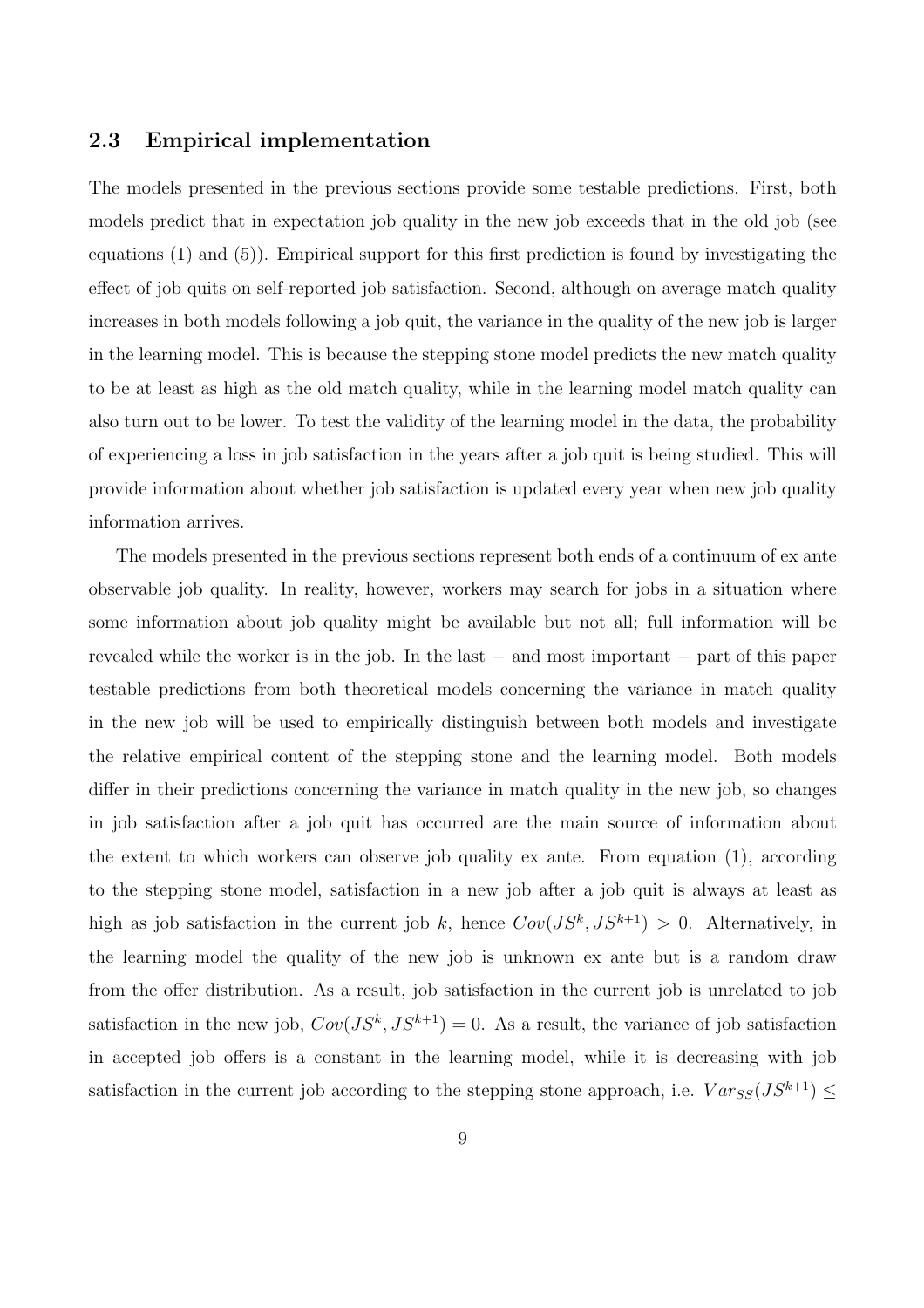### 2.3 Empirical implementation

The models presented in the previous sections provide some testable predictions. First, both models predict that in expectation job quality in the new job exceeds that in the old job (see equations (1) and (5)). Empirical support for this first prediction is found by investigating the effect of job quits on self-reported job satisfaction. Second, although on average match quality increases in both models following a job quit, the variance in the quality of the new job is larger in the learning model. This is because the stepping stone model predicts the new match quality to be at least as high as the old match quality, while in the learning model match quality can also turn out to be lower. To test the validity of the learning model in the data, the probability of experiencing a loss in job satisfaction in the years after a job quit is being studied. This will provide information about whether job satisfaction is updated every year when new job quality information arrives.

The models presented in the previous sections represent both ends of a continuum of ex ante observable job quality. In reality, however, workers may search for jobs in a situation where some information about job quality might be available but not all; full information will be revealed while the worker is in the job. In the last − and most important − part of this paper testable predictions from both theoretical models concerning the variance in match quality in the new job will be used to empirically distinguish between both models and investigate the relative empirical content of the stepping stone and the learning model. Both models differ in their predictions concerning the variance in match quality in the new job, so changes in job satisfaction after a job quit has occurred are the main source of information about the extent to which workers can observe job quality ex ante. From equation (1), according to the stepping stone model, satisfaction in a new job after a job quit is always at least as high as job satisfaction in the current job $k$, hence $Cov(JS^k, JS^{k+1}) > 0$. Alternatively, in the learning model the quality of the new job is unknown ex ante but is a random draw from the offer distribution. As a result, job satisfaction in the current job is unrelated to job satisfaction in the new job, $Cov(JS^k, JS^{k+1}) = 0$. As a result, the variance of job satisfaction in accepted job offers is a constant in the learning model, while it is decreasing with job satisfaction in the current job according to the stepping stone approach, i.e. $Var_{SS}(JS^{k+1}) \leq$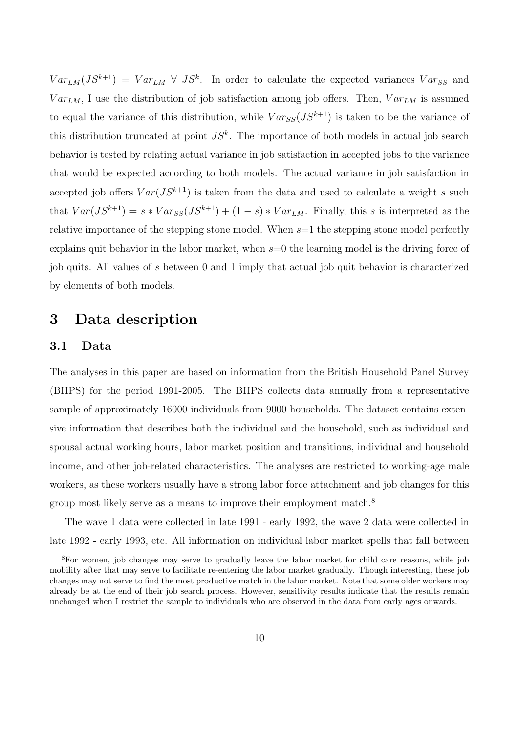$Var_{LM}(JS^{k+1}) = Var_{LM} \; \forall \; JS^k$. In order to calculate the expected variances $Var_{SS}$ and $Var_{LM}$, I use the distribution of job satisfaction among job offers. Then, $Var_{LM}$ is assumed to equal the variance of this distribution, while $Var_{SS}(JS^{k+1})$ is taken to be the variance of this distribution truncated at point $JS^k$. The importance of both models in actual job search behavior is tested by relating actual variance in job satisfaction in accepted jobs to the variance that would be expected according to both models. The actual variance in job satisfaction in accepted job offers $Var(JS^{k+1})$ is taken from the data and used to calculate a weight $s$ such that $Var(JS^{k+1}) = s * Var_{SS}(JS^{k+1}) + (1-s) * Var_{LM}$. Finally, this $s$ is interpreted as the relative importance of the stepping stone model. When $s$=1 the stepping stone model perfectly explains quit behavior in the labor market, when $s$=0 the learning model is the driving force of job quits. All values of $s$ between 0 and 1 imply that actual job quit behavior is characterized by elements of both models.

# 3 Data description

## 3.1 Data

The analyses in this paper are based on information from the British Household Panel Survey (BHPS) for the period 1991-2005. The BHPS collects data annually from a representative sample of approximately 16000 individuals from 9000 households. The dataset contains extensive information that describes both the individual and the household, such as individual and spousal actual working hours, labor market position and transitions, individual and household income, and other job-related characteristics. The analyses are restricted to working-age male workers, as these workers usually have a strong labor force attachment and job changes for this group most likely serve as a means to improve their employment match.[8]

The wave 1 data were collected in late 1991 - early 1992, the wave 2 data were collected in late 1992 - early 1993, etc. All information on individual labor market spells that fall between

[8] For women, job changes may serve to gradually leave the labor market for child care reasons, while job mobility after that may serve to facilitate re-entering the labor market gradually. Though interesting, these job changes may not serve to find the most productive match in the labor market. Note that some older workers may already be at the end of their job search process. However, sensitivity results indicate that the results remain unchanged when I restrict the sample to individuals who are observed in the data from early ages onwards.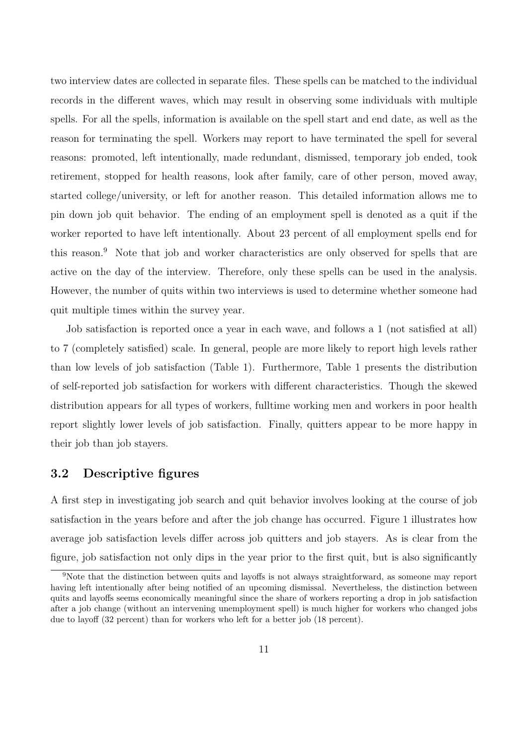two interview dates are collected in separate files. These spells can be matched to the individual records in the different waves, which may result in observing some individuals with multiple spells. For all the spells, information is available on the spell start and end date, as well as the reason for terminating the spell. Workers may report to have terminated the spell for several reasons: promoted, left intentionally, made redundant, dismissed, temporary job ended, took retirement, stopped for health reasons, look after family, care of other person, moved away, started college/university, or left for another reason. This detailed information allows me to pin down job quit behavior. The ending of an employment spell is denoted as a quit if the worker reported to have left intentionally. About 23 percent of all employment spells end for this reason.[9] Note that job and worker characteristics are only observed for spells that are active on the day of the interview. Therefore, only these spells can be used in the analysis. However, the number of quits within two interviews is used to determine whether someone had quit multiple times within the survey year.

Job satisfaction is reported once a year in each wave, and follows a 1 (not satisfied at all) to 7 (completely satisfied) scale. In general, people are more likely to report high levels rather than low levels of job satisfaction (Table 1). Furthermore, Table 1 presents the distribution of self-reported job satisfaction for workers with different characteristics. Though the skewed distribution appears for all types of workers, fulltime working men and workers in poor health report slightly lower levels of job satisfaction. Finally, quitters appear to be more happy in their job than job stayers.

### 3.2 Descriptive figures

A first step in investigating job search and quit behavior involves looking at the course of job satisfaction in the years before and after the job change has occurred. Figure 1 illustrates how average job satisfaction levels differ across job quitters and job stayers. As is clear from the figure, job satisfaction not only dips in the year prior to the first quit, but is also significantly

[9] Note that the distinction between quits and layoffs is not always straightforward, as someone may report having left intentionally after being notified of an upcoming dismissal. Nevertheless, the distinction between quits and layoffs seems economically meaningful since the share of workers reporting a drop in job satisfaction after a job change (without an intervening unemployment spell) is much higher for workers who changed jobs due to layoff (32 percent) than for workers who left for a better job (18 percent).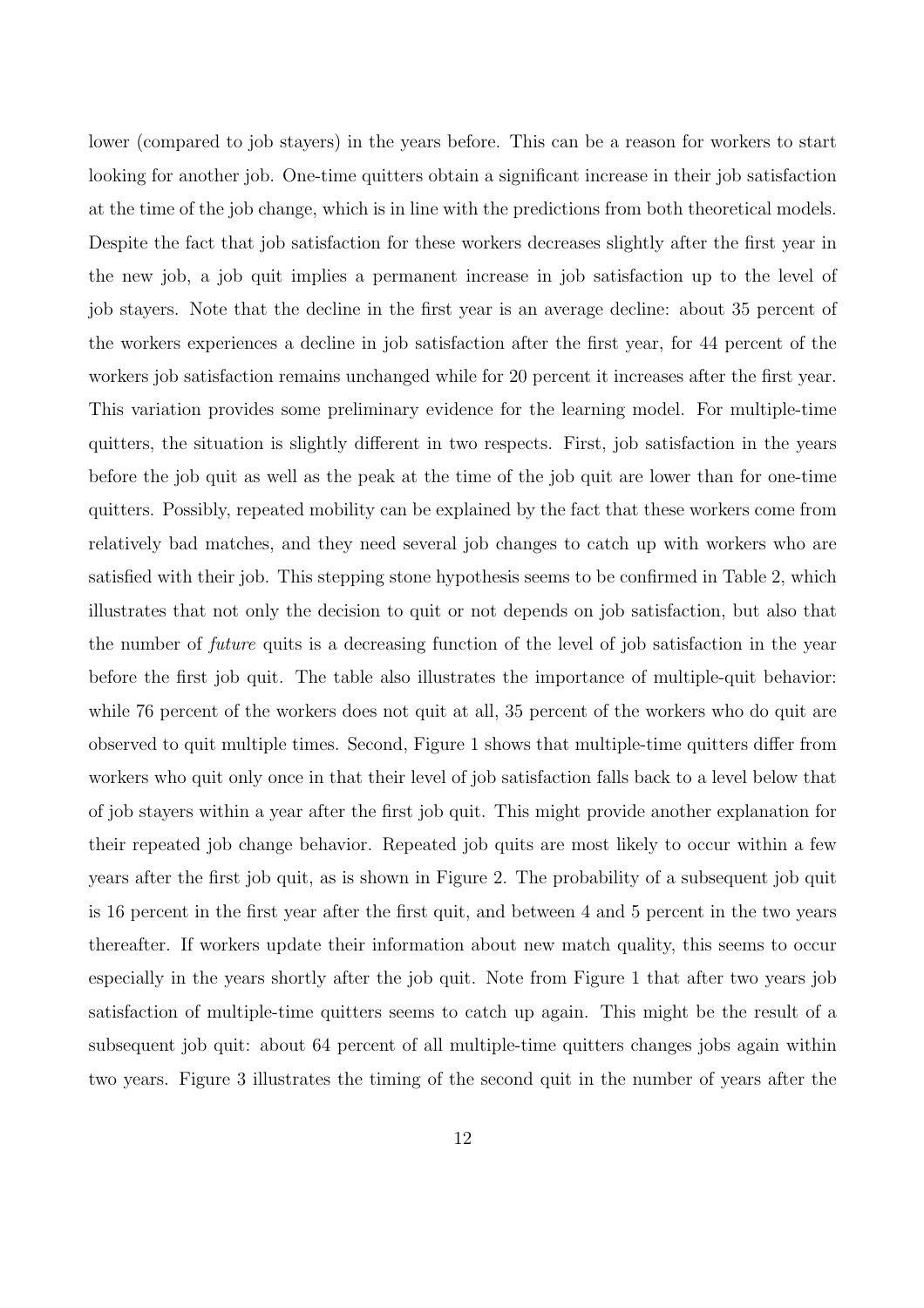lower (compared to job stayers) in the years before. This can be a reason for workers to start looking for another job. One-time quitters obtain a significant increase in their job satisfaction at the time of the job change, which is in line with the predictions from both theoretical models. Despite the fact that job satisfaction for these workers decreases slightly after the first year in the new job, a job quit implies a permanent increase in job satisfaction up to the level of job stayers. Note that the decline in the first year is an average decline: about 35 percent of the workers experiences a decline in job satisfaction after the first year, for 44 percent of the workers job satisfaction remains unchanged while for 20 percent it increases after the first year. This variation provides some preliminary evidence for the learning model. For multiple-time quitters, the situation is slightly different in two respects. First, job satisfaction in the years before the job quit as well as the peak at the time of the job quit are lower than for one-time quitters. Possibly, repeated mobility can be explained by the fact that these workers come from relatively bad matches, and they need several job changes to catch up with workers who are satisfied with their job. This stepping stone hypothesis seems to be confirmed in Table 2, which illustrates that not only the decision to quit or not depends on job satisfaction, but also that the number of *future* quits is a decreasing function of the level of job satisfaction in the year before the first job quit. The table also illustrates the importance of multiple-quit behavior: while 76 percent of the workers does not quit at all, 35 percent of the workers who do quit are observed to quit multiple times. Second, Figure 1 shows that multiple-time quitters differ from workers who quit only once in that their level of job satisfaction falls back to a level below that of job stayers within a year after the first job quit. This might provide another explanation for their repeated job change behavior. Repeated job quits are most likely to occur within a few years after the first job quit, as is shown in Figure 2. The probability of a subsequent job quit is 16 percent in the first year after the first quit, and between 4 and 5 percent in the two years thereafter. If workers update their information about new match quality, this seems to occur especially in the years shortly after the job quit. Note from Figure 1 that after two years job satisfaction of multiple-time quitters seems to catch up again. This might be the result of a subsequent job quit: about 64 percent of all multiple-time quitters changes jobs again within two years. Figure 3 illustrates the timing of the second quit in the number of years after the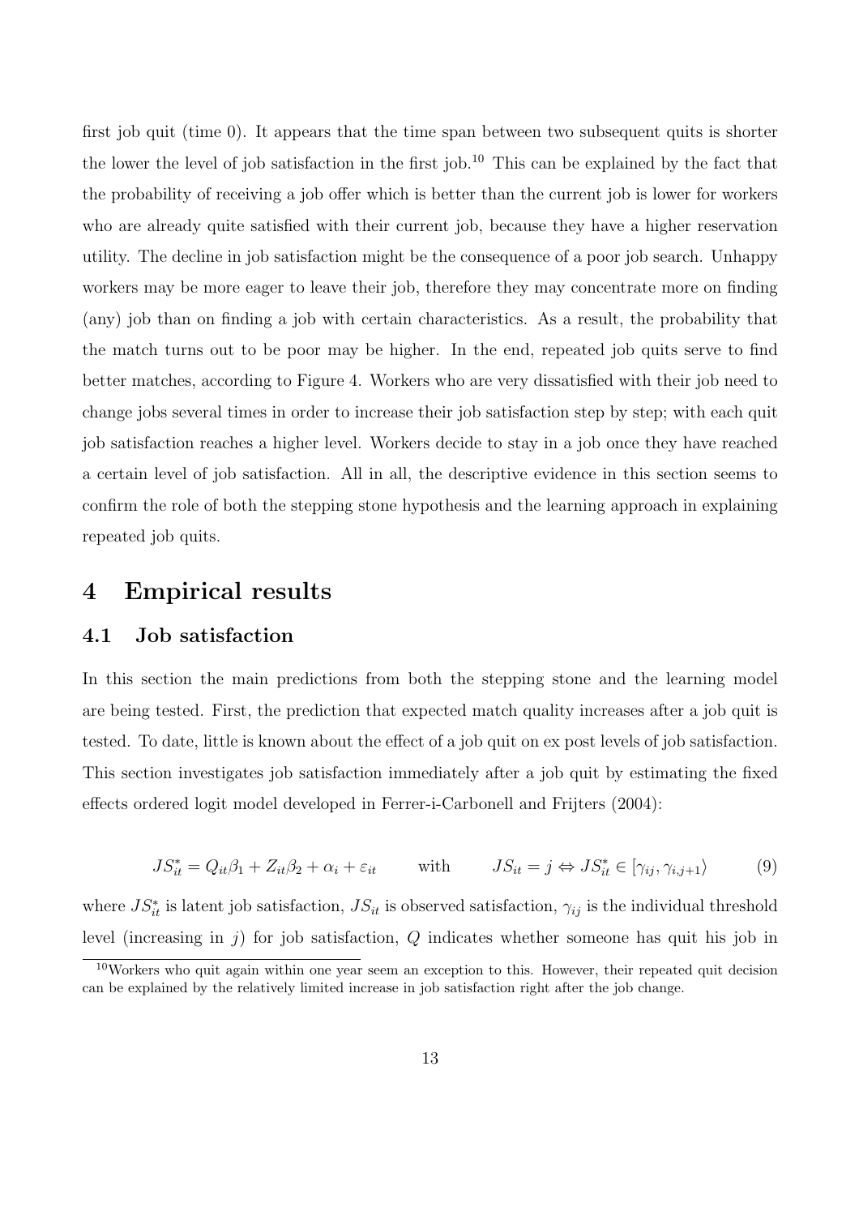first job quit (time 0). It appears that the time span between two subsequent quits is shorter the lower the level of job satisfaction in the first job.[10] This can be explained by the fact that the probability of receiving a job offer which is better than the current job is lower for workers who are already quite satisfied with their current job, because they have a higher reservation utility. The decline in job satisfaction might be the consequence of a poor job search. Unhappy workers may be more eager to leave their job, therefore they may concentrate more on finding (any) job than on finding a job with certain characteristics. As a result, the probability that the match turns out to be poor may be higher. In the end, repeated job quits serve to find better matches, according to Figure 4. Workers who are very dissatisfied with their job need to change jobs several times in order to increase their job satisfaction step by step; with each quit job satisfaction reaches a higher level. Workers decide to stay in a job once they have reached a certain level of job satisfaction. All in all, the descriptive evidence in this section seems to confirm the role of both the stepping stone hypothesis and the learning approach in explaining repeated job quits.

# 4 Empirical results

## 4.1 Job satisfaction

In this section the main predictions from both the stepping stone and the learning model are being tested. First, the prediction that expected match quality increases after a job quit is tested. To date, little is known about the effect of a job quit on ex post levels of job satisfaction. This section investigates job satisfaction immediately after a job quit by estimating the fixed effects ordered logit model developed in Ferrer-i-Carbonell and Frijters (2004):

$$JS^*_{it} = Q_{it}\beta_1 + Z_{it}\beta_2 + \alpha_i + \varepsilon_{it} \qquad \text{with} \qquad JS_{it} = j \Leftrightarrow JS^*_{it} \in [\gamma_{ij}, \gamma_{i,j+1}\rangle \tag{9}$$

where $JS^*_{it}$ is latent job satisfaction, $JS_{it}$ is observed satisfaction, $\gamma_{ij}$ is the individual threshold level (increasing in $j$) for job satisfaction, $Q$ indicates whether someone has quit his job in

[10] Workers who quit again within one year seem an exception to this. However, their repeated quit decision can be explained by the relatively limited increase in job satisfaction right after the job change.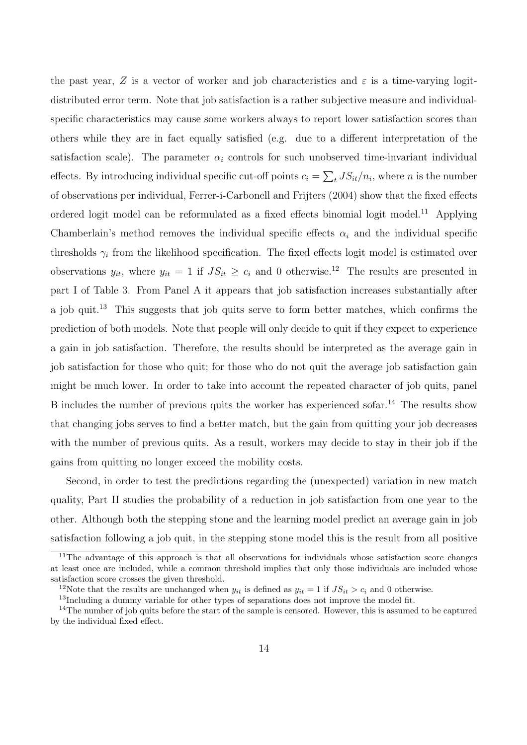the past year, $Z$ is a vector of worker and job characteristics and $\varepsilon$ is a time-varying logit-distributed error term. Note that job satisfaction is a rather subjective measure and individual-specific characteristics may cause some workers always to report lower satisfaction scores than others while they are in fact equally satisfied (e.g. due to a different interpretation of the satisfaction scale). The parameter $\alpha_i$ controls for such unobserved time-invariant individual effects. By introducing individual specific cut-off points $c_i = \sum_t JS_{it}/n_i$, where $n$ is the number of observations per individual, Ferrer-i-Carbonell and Frijters (2004) show that the fixed effects ordered logit model can be reformulated as a fixed effects binomial logit model.[11] Applying Chamberlain's method removes the individual specific effects $\alpha_i$ and the individual specific thresholds $\gamma_i$ from the likelihood specification. The fixed effects logit model is estimated over observations $y_{it}$, where $y_{it} = 1$ if $JS_{it} \geq c_i$ and 0 otherwise.[12] The results are presented in part I of Table 3. From Panel A it appears that job satisfaction increases substantially after a job quit.[13] This suggests that job quits serve to form better matches, which confirms the prediction of both models. Note that people will only decide to quit if they expect to experience a gain in job satisfaction. Therefore, the results should be interpreted as the average gain in job satisfaction for those who quit; for those who do not quit the average job satisfaction gain might be much lower. In order to take into account the repeated character of job quits, panel B includes the number of previous quits the worker has experienced sofar.[14] The results show that changing jobs serves to find a better match, but the gain from quitting your job decreases with the number of previous quits. As a result, workers may decide to stay in their job if the gains from quitting no longer exceed the mobility costs.

Second, in order to test the predictions regarding the (unexpected) variation in new match quality, Part II studies the probability of a reduction in job satisfaction from one year to the other. Although both the stepping stone and the learning model predict an average gain in job satisfaction following a job quit, in the stepping stone model this is the result from all positive

[11]The advantage of this approach is that all observations for individuals whose satisfaction score changes at least once are included, while a common threshold implies that only those individuals are included whose satisfaction score crosses the given threshold.

[12]Note that the results are unchanged when $y_{it}$ is defined as $y_{it} = 1$ if $JS_{it} > c_i$ and 0 otherwise.

[13]Including a dummy variable for other types of separations does not improve the model fit.

[14]The number of job quits before the start of the sample is censored. However, this is assumed to be captured by the individual fixed effect.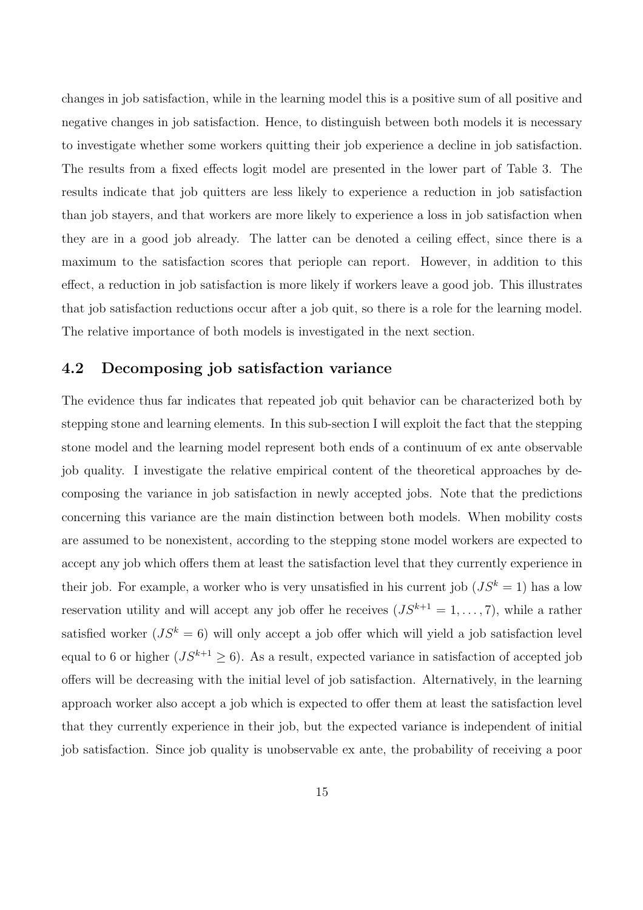changes in job satisfaction, while in the learning model this is a positive sum of all positive and negative changes in job satisfaction. Hence, to distinguish between both models it is necessary to investigate whether some workers quitting their job experience a decline in job satisfaction. The results from a fixed effects logit model are presented in the lower part of Table 3. The results indicate that job quitters are less likely to experience a reduction in job satisfaction than job stayers, and that workers are more likely to experience a loss in job satisfaction when they are in a good job already. The latter can be denoted a ceiling effect, since there is a maximum to the satisfaction scores that periople can report. However, in addition to this effect, a reduction in job satisfaction is more likely if workers leave a good job. This illustrates that job satisfaction reductions occur after a job quit, so there is a role for the learning model. The relative importance of both models is investigated in the next section.

## 4.2 Decomposing job satisfaction variance

The evidence thus far indicates that repeated job quit behavior can be characterized both by stepping stone and learning elements. In this sub-section I will exploit the fact that the stepping stone model and the learning model represent both ends of a continuum of ex ante observable job quality. I investigate the relative empirical content of the theoretical approaches by decomposing the variance in job satisfaction in newly accepted jobs. Note that the predictions concerning this variance are the main distinction between both models. When mobility costs are assumed to be nonexistent, according to the stepping stone model workers are expected to accept any job which offers them at least the satisfaction level that they currently experience in their job. For example, a worker who is very unsatisfied in his current job ($JS^k = 1$) has a low reservation utility and will accept any job offer he receives ($JS^{k+1} = 1, \ldots, 7$), while a rather satisfied worker ($JS^k = 6$) will only accept a job offer which will yield a job satisfaction level equal to 6 or higher ($JS^{k+1} \geq 6$). As a result, expected variance in satisfaction of accepted job offers will be decreasing with the initial level of job satisfaction. Alternatively, in the learning approach worker also accept a job which is expected to offer them at least the satisfaction level that they currently experience in their job, but the expected variance is independent of initial job satisfaction. Since job quality is unobservable ex ante, the probability of receiving a poor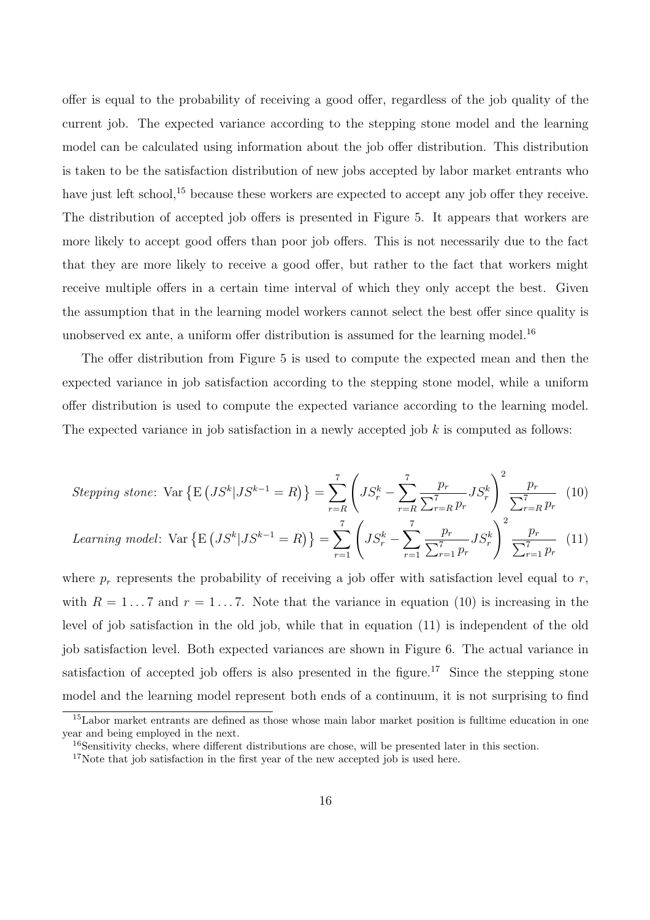offer is equal to the probability of receiving a good offer, regardless of the job quality of the current job. The expected variance according to the stepping stone model and the learning model can be calculated using information about the job offer distribution. This distribution is taken to be the satisfaction distribution of new jobs accepted by labor market entrants who have just left school,[15] because these workers are expected to accept any job offer they receive. The distribution of accepted job offers is presented in Figure 5. It appears that workers are more likely to accept good offers than poor job offers. This is not necessarily due to the fact that they are more likely to receive a good offer, but rather to the fact that workers might receive multiple offers in a certain time interval of which they only accept the best. Given the assumption that in the learning model workers cannot select the best offer since quality is unobserved ex ante, a uniform offer distribution is assumed for the learning model.[16]

The offer distribution from Figure 5 is used to compute the expected mean and then the expected variance in job satisfaction according to the stepping stone model, while a uniform offer distribution is used to compute the expected variance according to the learning model. The expected variance in job satisfaction in a newly accepted job $k$ is computed as follows:

$$\textit{Stepping stone}: \ \mathrm{Var}\left\{\mathrm{E}\left(JS^k|JS^{k-1}=R\right)\right\} = \sum_{r=R}^{7}\left(JS_r^k - \sum_{r=R}^{7}\frac{p_r}{\sum_{r=R}^{7}p_r}JS_r^k\right)^2\frac{p_r}{\sum_{r=R}^{7}p_r} \quad (10)$$

$$\textit{Learning model}: \ \mathrm{Var}\left\{\mathrm{E}\left(JS^k|JS^{k-1}=R\right)\right\} = \sum_{r=1}^{7}\left(JS_r^k - \sum_{r=1}^{7}\frac{p_r}{\sum_{r=1}^{7}p_r}JS_r^k\right)^2\frac{p_r}{\sum_{r=1}^{7}p_r} \quad (11)$$

where $p_r$ represents the probability of receiving a job offer with satisfaction level equal to $r$, with $R = 1 \ldots 7$ and $r = 1 \ldots 7$. Note that the variance in equation (10) is increasing in the level of job satisfaction in the old job, while that in equation (11) is independent of the old job satisfaction level. Both expected variances are shown in Figure 6. The actual variance in satisfaction of accepted job offers is also presented in the figure.[17] Since the stepping stone model and the learning model represent both ends of a continuum, it is not surprising to find

[15] Labor market entrants are defined as those whose main labor market position is fulltime education in one year and being employed in the next.

[16] Sensitivity checks, where different distributions are chose, will be presented later in this section.

[17] Note that job satisfaction in the first year of the new accepted job is used here.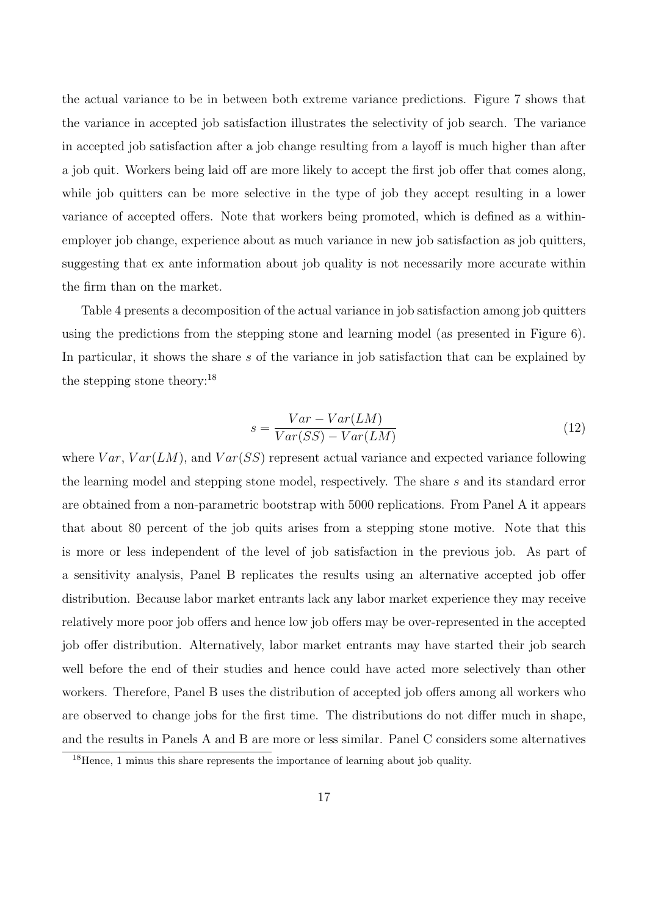the actual variance to be in between both extreme variance predictions. Figure 7 shows that the variance in accepted job satisfaction illustrates the selectivity of job search. The variance in accepted job satisfaction after a job change resulting from a layoff is much higher than after a job quit. Workers being laid off are more likely to accept the first job offer that comes along, while job quitters can be more selective in the type of job they accept resulting in a lower variance of accepted offers. Note that workers being promoted, which is defined as a within-employer job change, experience about as much variance in new job satisfaction as job quitters, suggesting that ex ante information about job quality is not necessarily more accurate within the firm than on the market.

Table 4 presents a decomposition of the actual variance in job satisfaction among job quitters using the predictions from the stepping stone and learning model (as presented in Figure 6). In particular, it shows the share $s$ of the variance in job satisfaction that can be explained by the stepping stone theory:[18]

$$s = \frac{Var - Var(LM)}{Var(SS) - Var(LM)} \tag{12}$$

where $Var$, $Var(LM)$, and $Var(SS)$ represent actual variance and expected variance following the learning model and stepping stone model, respectively. The share $s$ and its standard error are obtained from a non-parametric bootstrap with 5000 replications. From Panel A it appears that about 80 percent of the job quits arises from a stepping stone motive. Note that this is more or less independent of the level of job satisfaction in the previous job. As part of a sensitivity analysis, Panel B replicates the results using an alternative accepted job offer distribution. Because labor market entrants lack any labor market experience they may receive relatively more poor job offers and hence low job offers may be over-represented in the accepted job offer distribution. Alternatively, labor market entrants may have started their job search well before the end of their studies and hence could have acted more selectively than other workers. Therefore, Panel B uses the distribution of accepted job offers among all workers who are observed to change jobs for the first time. The distributions do not differ much in shape, and the results in Panels A and B are more or less similar. Panel C considers some alternatives

[18] Hence, 1 minus this share represents the importance of learning about job quality.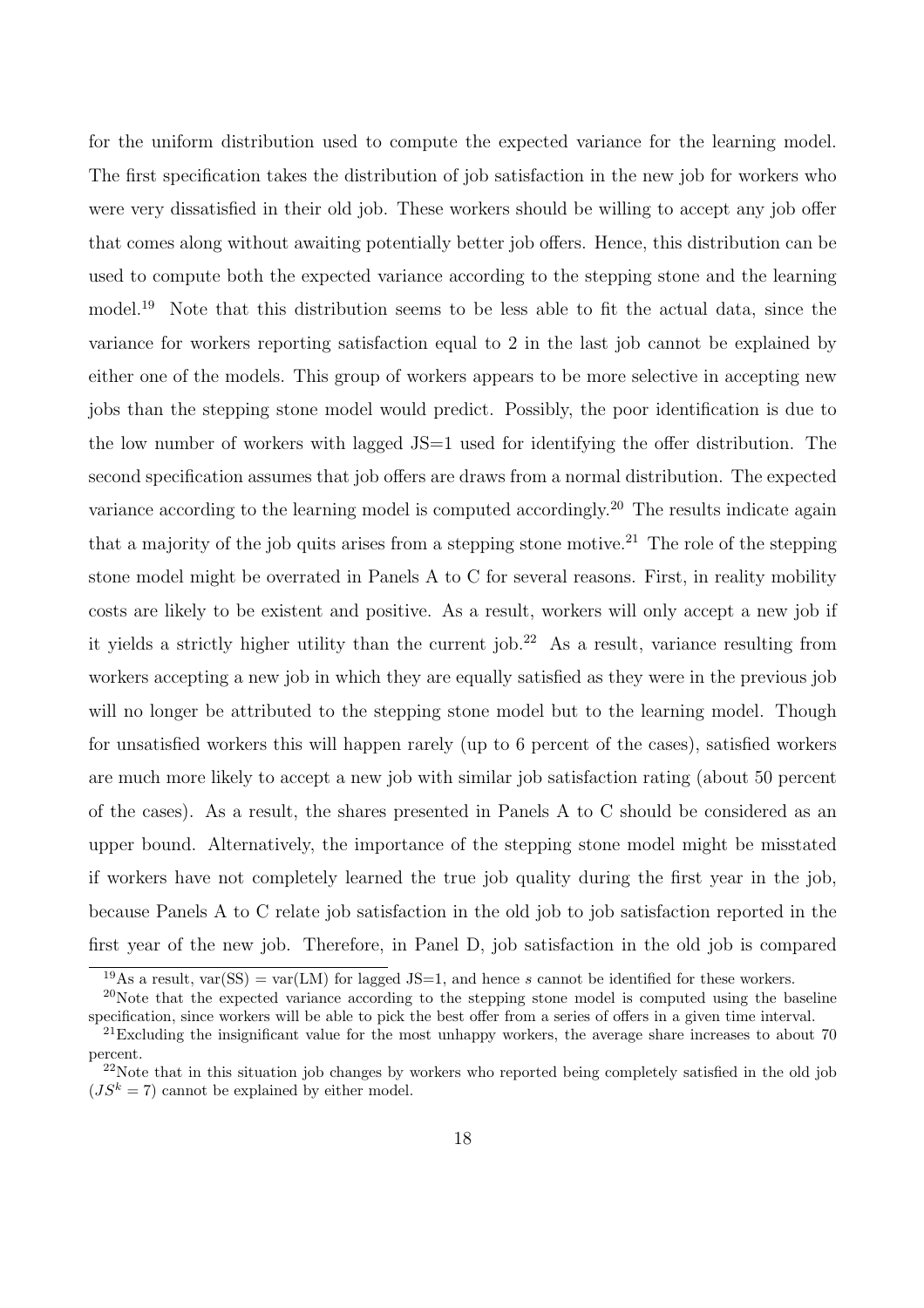for the uniform distribution used to compute the expected variance for the learning model. The first specification takes the distribution of job satisfaction in the new job for workers who were very dissatisfied in their old job. These workers should be willing to accept any job offer that comes along without awaiting potentially better job offers. Hence, this distribution can be used to compute both the expected variance according to the stepping stone and the learning model.[19] Note that this distribution seems to be less able to fit the actual data, since the variance for workers reporting satisfaction equal to 2 in the last job cannot be explained by either one of the models. This group of workers appears to be more selective in accepting new jobs than the stepping stone model would predict. Possibly, the poor identification is due to the low number of workers with lagged JS=1 used for identifying the offer distribution. The second specification assumes that job offers are draws from a normal distribution. The expected variance according to the learning model is computed accordingly.[20] The results indicate again that a majority of the job quits arises from a stepping stone motive.[21] The role of the stepping stone model might be overrated in Panels A to C for several reasons. First, in reality mobility costs are likely to be existent and positive. As a result, workers will only accept a new job if it yields a strictly higher utility than the current job.[22] As a result, variance resulting from workers accepting a new job in which they are equally satisfied as they were in the previous job will no longer be attributed to the stepping stone model but to the learning model. Though for unsatisfied workers this will happen rarely (up to 6 percent of the cases), satisfied workers are much more likely to accept a new job with similar job satisfaction rating (about 50 percent of the cases). As a result, the shares presented in Panels A to C should be considered as an upper bound. Alternatively, the importance of the stepping stone model might be misstated if workers have not completely learned the true job quality during the first year in the job, because Panels A to C relate job satisfaction in the old job to job satisfaction reported in the first year of the new job. Therefore, in Panel D, job satisfaction in the old job is compared

[19] As a result, var(SS) = var(LM) for lagged JS=1, and hence $s$ cannot be identified for these workers.

[20] Note that the expected variance according to the stepping stone model is computed using the baseline specification, since workers will be able to pick the best offer from a series of offers in a given time interval.

[21] Excluding the insignificant value for the most unhappy workers, the average share increases to about 70 percent.

[22] Note that in this situation job changes by workers who reported being completely satisfied in the old job ($JS^k = 7$) cannot be explained by either model.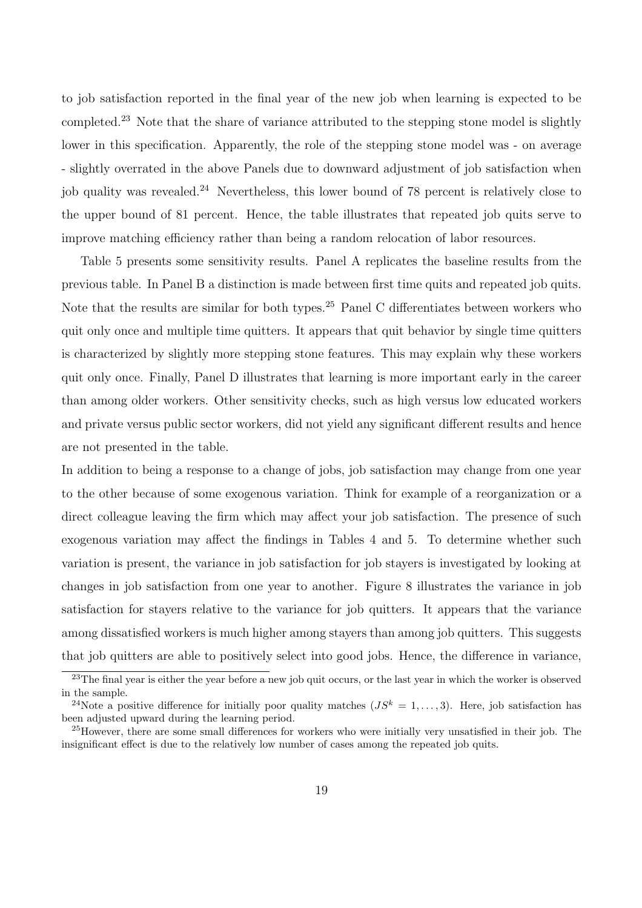to job satisfaction reported in the final year of the new job when learning is expected to be completed.[23] Note that the share of variance attributed to the stepping stone model is slightly lower in this specification. Apparently, the role of the stepping stone model was - on average - slightly overrated in the above Panels due to downward adjustment of job satisfaction when job quality was revealed.[24] Nevertheless, this lower bound of 78 percent is relatively close to the upper bound of 81 percent. Hence, the table illustrates that repeated job quits serve to improve matching efficiency rather than being a random relocation of labor resources.

Table 5 presents some sensitivity results. Panel A replicates the baseline results from the previous table. In Panel B a distinction is made between first time quits and repeated job quits. Note that the results are similar for both types.[25] Panel C differentiates between workers who quit only once and multiple time quitters. It appears that quit behavior by single time quitters is characterized by slightly more stepping stone features. This may explain why these workers quit only once. Finally, Panel D illustrates that learning is more important early in the career than among older workers. Other sensitivity checks, such as high versus low educated workers and private versus public sector workers, did not yield any significant different results and hence are not presented in the table.

In addition to being a response to a change of jobs, job satisfaction may change from one year to the other because of some exogenous variation. Think for example of a reorganization or a direct colleague leaving the firm which may affect your job satisfaction. The presence of such exogenous variation may affect the findings in Tables 4 and 5. To determine whether such variation is present, the variance in job satisfaction for job stayers is investigated by looking at changes in job satisfaction from one year to another. Figure 8 illustrates the variance in job satisfaction for stayers relative to the variance for job quitters. It appears that the variance among dissatisfied workers is much higher among stayers than among job quitters. This suggests that job quitters are able to positively select into good jobs. Hence, the difference in variance,

[23] The final year is either the year before a new job quit occurs, or the last year in which the worker is observed in the sample.

[24] Note a positive difference for initially poor quality matches ($JS^k = 1, \ldots, 3$). Here, job satisfaction has been adjusted upward during the learning period.

[25] However, there are some small differences for workers who were initially very unsatisfied in their job. The insignificant effect is due to the relatively low number of cases among the repeated job quits.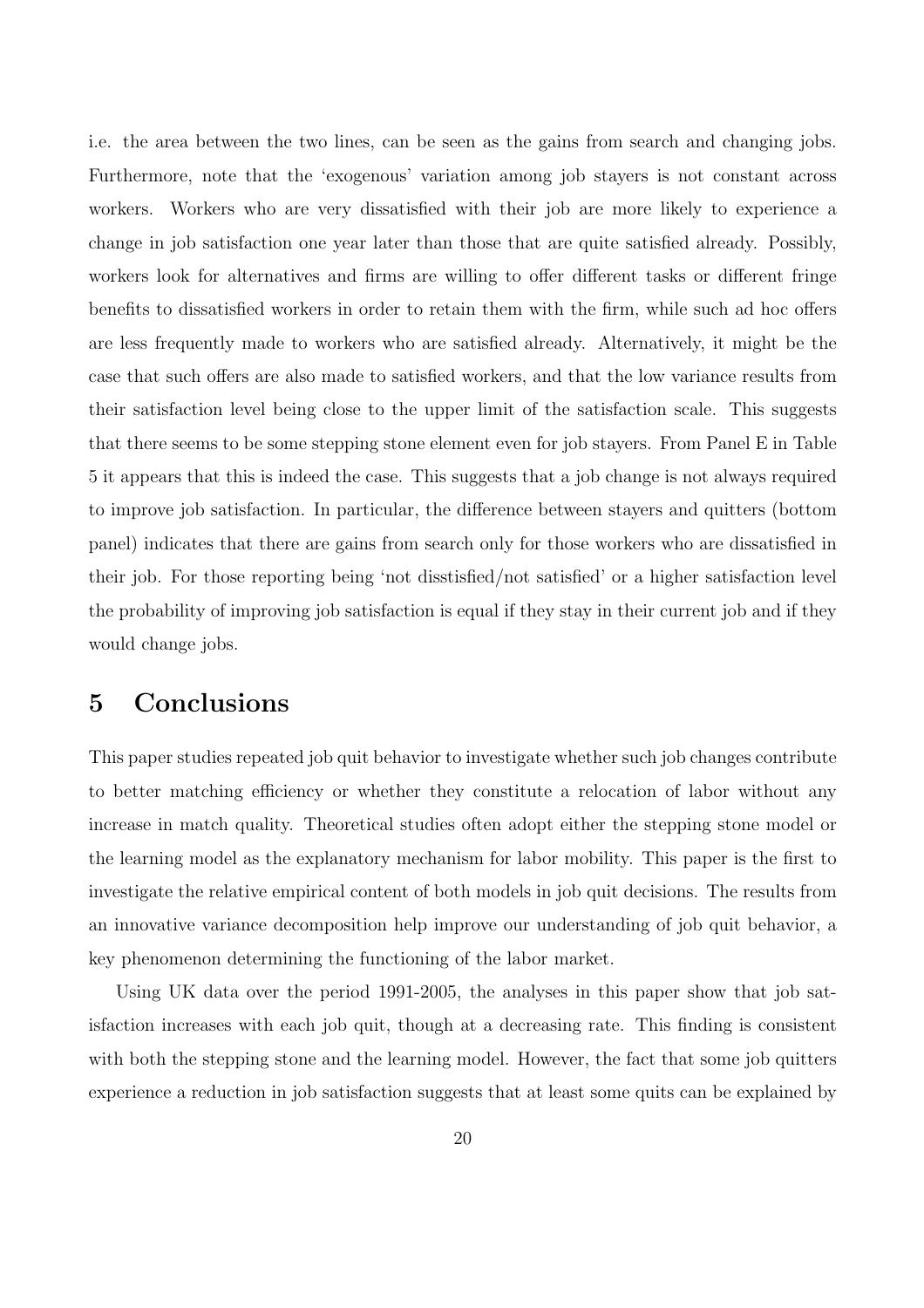i.e. the area between the two lines, can be seen as the gains from search and changing jobs. Furthermore, note that the 'exogenous' variation among job stayers is not constant across workers. Workers who are very dissatisfied with their job are more likely to experience a change in job satisfaction one year later than those that are quite satisfied already. Possibly, workers look for alternatives and firms are willing to offer different tasks or different fringe benefits to dissatisfied workers in order to retain them with the firm, while such ad hoc offers are less frequently made to workers who are satisfied already. Alternatively, it might be the case that such offers are also made to satisfied workers, and that the low variance results from their satisfaction level being close to the upper limit of the satisfaction scale. This suggests that there seems to be some stepping stone element even for job stayers. From Panel E in Table 5 it appears that this is indeed the case. This suggests that a job change is not always required to improve job satisfaction. In particular, the difference between stayers and quitters (bottom panel) indicates that there are gains from search only for those workers who are dissatisfied in their job. For those reporting being 'not disstisfied/not satisfied' or a higher satisfaction level the probability of improving job satisfaction is equal if they stay in their current job and if they would change jobs.

# 5 Conclusions

This paper studies repeated job quit behavior to investigate whether such job changes contribute to better matching efficiency or whether they constitute a relocation of labor without any increase in match quality. Theoretical studies often adopt either the stepping stone model or the learning model as the explanatory mechanism for labor mobility. This paper is the first to investigate the relative empirical content of both models in job quit decisions. The results from an innovative variance decomposition help improve our understanding of job quit behavior, a key phenomenon determining the functioning of the labor market.

Using UK data over the period 1991-2005, the analyses in this paper show that job satisfaction increases with each job quit, though at a decreasing rate. This finding is consistent with both the stepping stone and the learning model. However, the fact that some job quitters experience a reduction in job satisfaction suggests that at least some quits can be explained by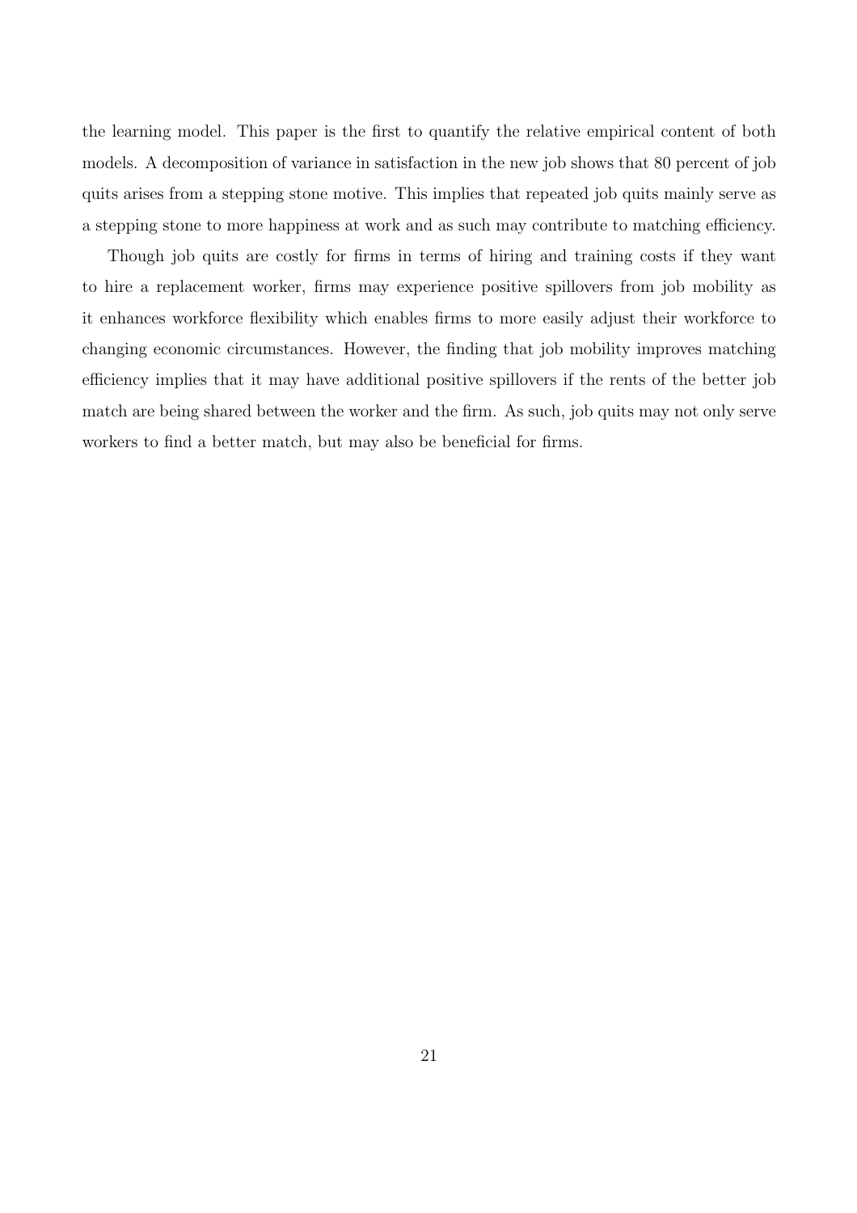the learning model. This paper is the first to quantify the relative empirical content of both models. A decomposition of variance in satisfaction in the new job shows that 80 percent of job quits arises from a stepping stone motive. This implies that repeated job quits mainly serve as a stepping stone to more happiness at work and as such may contribute to matching efficiency.

Though job quits are costly for firms in terms of hiring and training costs if they want to hire a replacement worker, firms may experience positive spillovers from job mobility as it enhances workforce flexibility which enables firms to more easily adjust their workforce to changing economic circumstances. However, the finding that job mobility improves matching efficiency implies that it may have additional positive spillovers if the rents of the better job match are being shared between the worker and the firm. As such, job quits may not only serve workers to find a better match, but may also be beneficial for firms.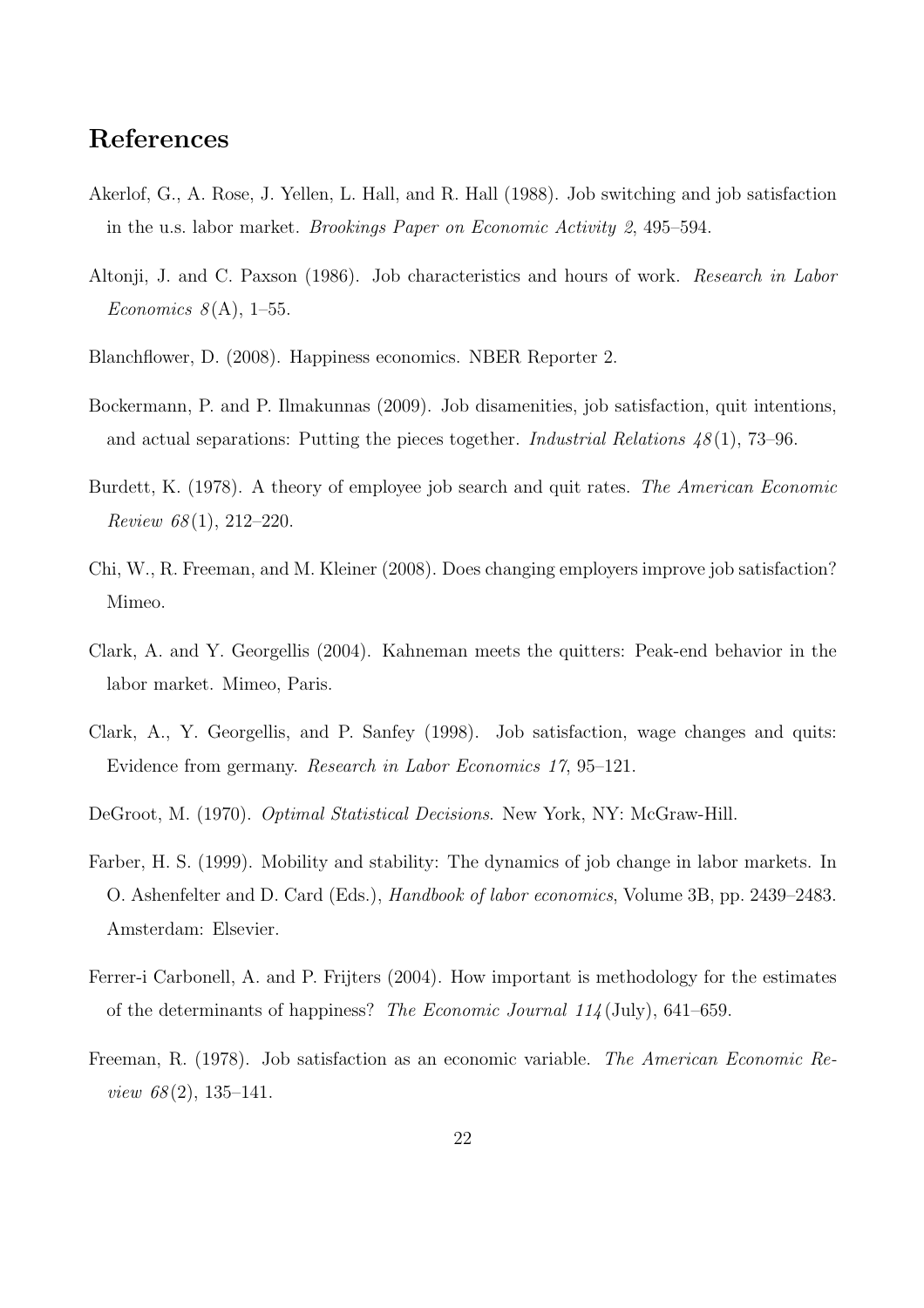## References

Akerlof, G., A. Rose, J. Yellen, L. Hall, and R. Hall (1988). Job switching and job satisfaction in the u.s. labor market. *Brookings Paper on Economic Activity 2*, 495–594.

Altonji, J. and C. Paxson (1986). Job characteristics and hours of work. *Research in Labor Economics 8*(A), 1–55.

Blanchflower, D. (2008). Happiness economics. NBER Reporter 2.

Bockermann, P. and P. Ilmakunnas (2009). Job disamenities, job satisfaction, quit intentions, and actual separations: Putting the pieces together. *Industrial Relations 48*(1), 73–96.

Burdett, K. (1978). A theory of employee job search and quit rates. *The American Economic Review 68*(1), 212–220.

Chi, W., R. Freeman, and M. Kleiner (2008). Does changing employers improve job satisfaction? Mimeo.

Clark, A. and Y. Georgellis (2004). Kahneman meets the quitters: Peak-end behavior in the labor market. Mimeo, Paris.

Clark, A., Y. Georgellis, and P. Sanfey (1998). Job satisfaction, wage changes and quits: Evidence from germany. *Research in Labor Economics 17*, 95–121.

DeGroot, M. (1970). *Optimal Statistical Decisions*. New York, NY: McGraw-Hill.

Farber, H. S. (1999). Mobility and stability: The dynamics of job change in labor markets. In O. Ashenfelter and D. Card (Eds.), *Handbook of labor economics*, Volume 3B, pp. 2439–2483. Amsterdam: Elsevier.

Ferrer-i Carbonell, A. and P. Frijters (2004). How important is methodology for the estimates of the determinants of happiness? *The Economic Journal 114*(July), 641–659.

Freeman, R. (1978). Job satisfaction as an economic variable. *The American Economic Review 68*(2), 135–141.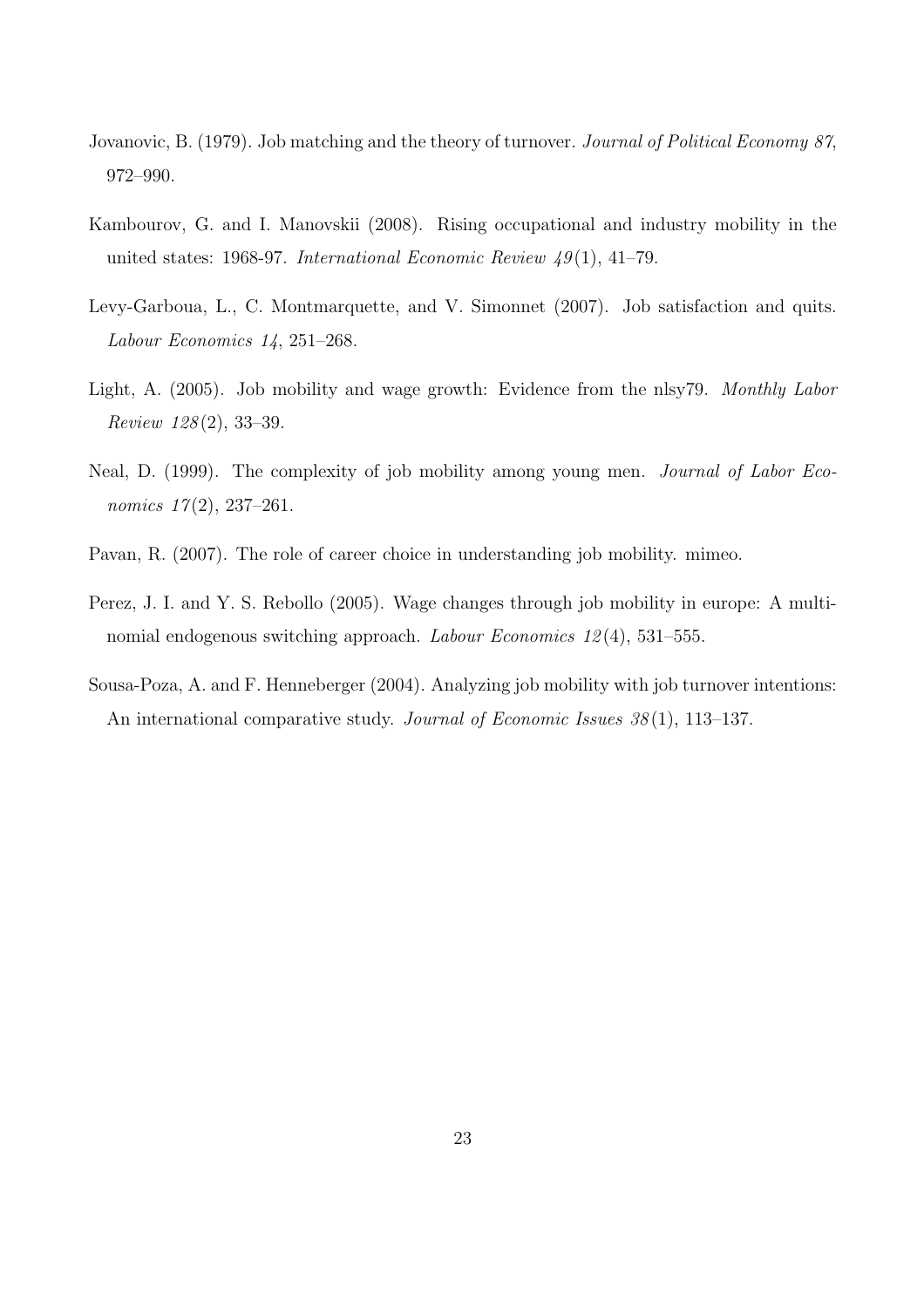Jovanovic, B. (1979). Job matching and the theory of turnover. *Journal of Political Economy 87*, 972–990.

Kambourov, G. and I. Manovskii (2008). Rising occupational and industry mobility in the united states: 1968-97. *International Economic Review 49*(1), 41–79.

Levy-Garboua, L., C. Montmarquette, and V. Simonnet (2007). Job satisfaction and quits. *Labour Economics 14*, 251–268.

Light, A. (2005). Job mobility and wage growth: Evidence from the nlsy79. *Monthly Labor Review 128*(2), 33–39.

Neal, D. (1999). The complexity of job mobility among young men. *Journal of Labor Economics 17*(2), 237–261.

Pavan, R. (2007). The role of career choice in understanding job mobility. mimeo.

Perez, J. I. and Y. S. Rebollo (2005). Wage changes through job mobility in europe: A multinomial endogenous switching approach. *Labour Economics 12*(4), 531–555.

Sousa-Poza, A. and F. Henneberger (2004). Analyzing job mobility with job turnover intentions: An international comparative study. *Journal of Economic Issues 38*(1), 113–137.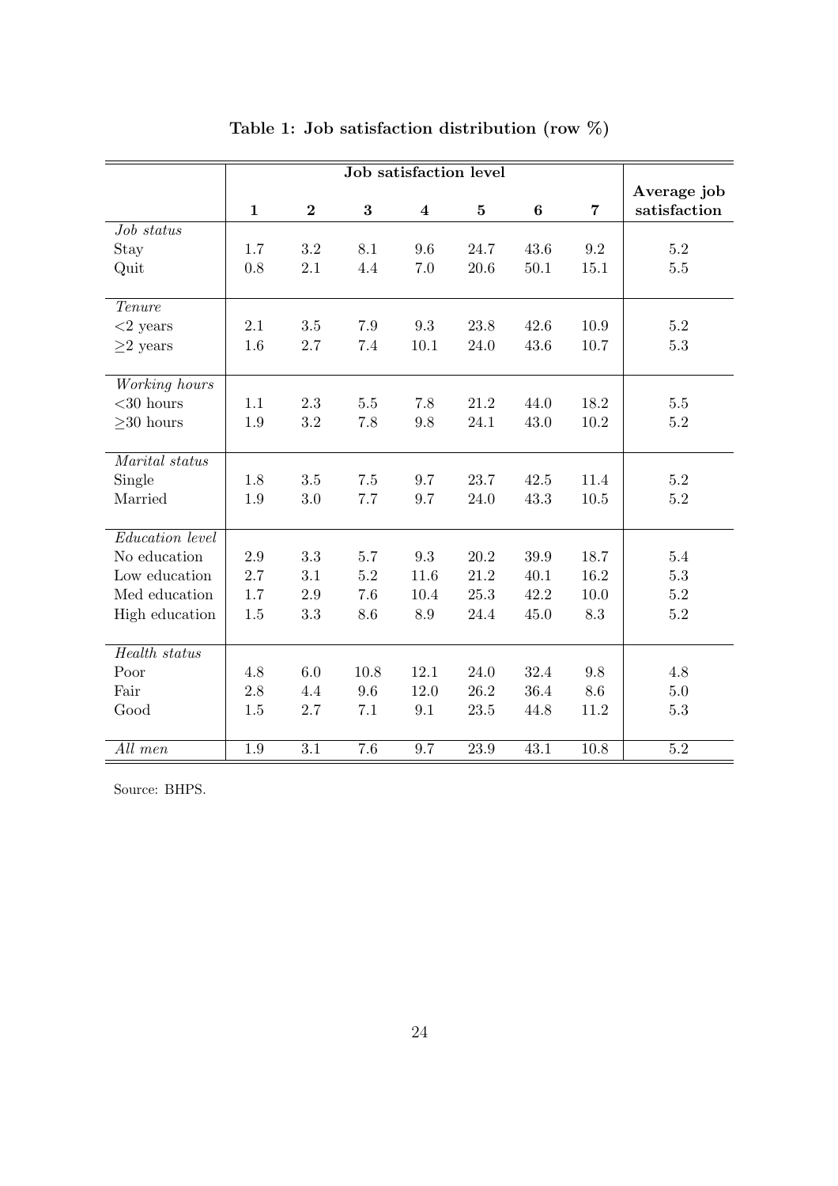**Table 1: Job satisfaction distribution (row %)**

| | Job satisfaction level | | | | | | | Average job satisfaction |
|---|---|---|---|---|---|---|---|---|
| | **1** | **2** | **3** | **4** | **5** | **6** | **7** | |
| *Job status* | | | | | | | | |
| Stay | 1.7 | 3.2 | 8.1 | 9.6 | 24.7 | 43.6 | 9.2 | 5.2 |
| Quit | 0.8 | 2.1 | 4.4 | 7.0 | 20.6 | 50.1 | 15.1 | 5.5 |
| *Tenure* | | | | | | | | |
| <2 years | 2.1 | 3.5 | 7.9 | 9.3 | 23.8 | 42.6 | 10.9 | 5.2 |
| ≥2 years | 1.6 | 2.7 | 7.4 | 10.1 | 24.0 | 43.6 | 10.7 | 5.3 |
| *Working hours* | | | | | | | | |
| <30 hours | 1.1 | 2.3 | 5.5 | 7.8 | 21.2 | 44.0 | 18.2 | 5.5 |
| ≥30 hours | 1.9 | 3.2 | 7.8 | 9.8 | 24.1 | 43.0 | 10.2 | 5.2 |
| *Marital status* | | | | | | | | |
| Single | 1.8 | 3.5 | 7.5 | 9.7 | 23.7 | 42.5 | 11.4 | 5.2 |
| Married | 1.9 | 3.0 | 7.7 | 9.7 | 24.0 | 43.3 | 10.5 | 5.2 |
| *Education level* | | | | | | | | |
| No education | 2.9 | 3.3 | 5.7 | 9.3 | 20.2 | 39.9 | 18.7 | 5.4 |
| Low education | 2.7 | 3.1 | 5.2 | 11.6 | 21.2 | 40.1 | 16.2 | 5.3 |
| Med education | 1.7 | 2.9 | 7.6 | 10.4 | 25.3 | 42.2 | 10.0 | 5.2 |
| High education | 1.5 | 3.3 | 8.6 | 8.9 | 24.4 | 45.0 | 8.3 | 5.2 |
| *Health status* | | | | | | | | |
| Poor | 4.8 | 6.0 | 10.8 | 12.1 | 24.0 | 32.4 | 9.8 | 4.8 |
| Fair | 2.8 | 4.4 | 9.6 | 12.0 | 26.2 | 36.4 | 8.6 | 5.0 |
| Good | 1.5 | 2.7 | 7.1 | 9.1 | 23.5 | 44.8 | 11.2 | 5.3 |
| *All men* | 1.9 | 3.1 | 7.6 | 9.7 | 23.9 | 43.1 | 10.8 | 5.2 |

Source: BHPS.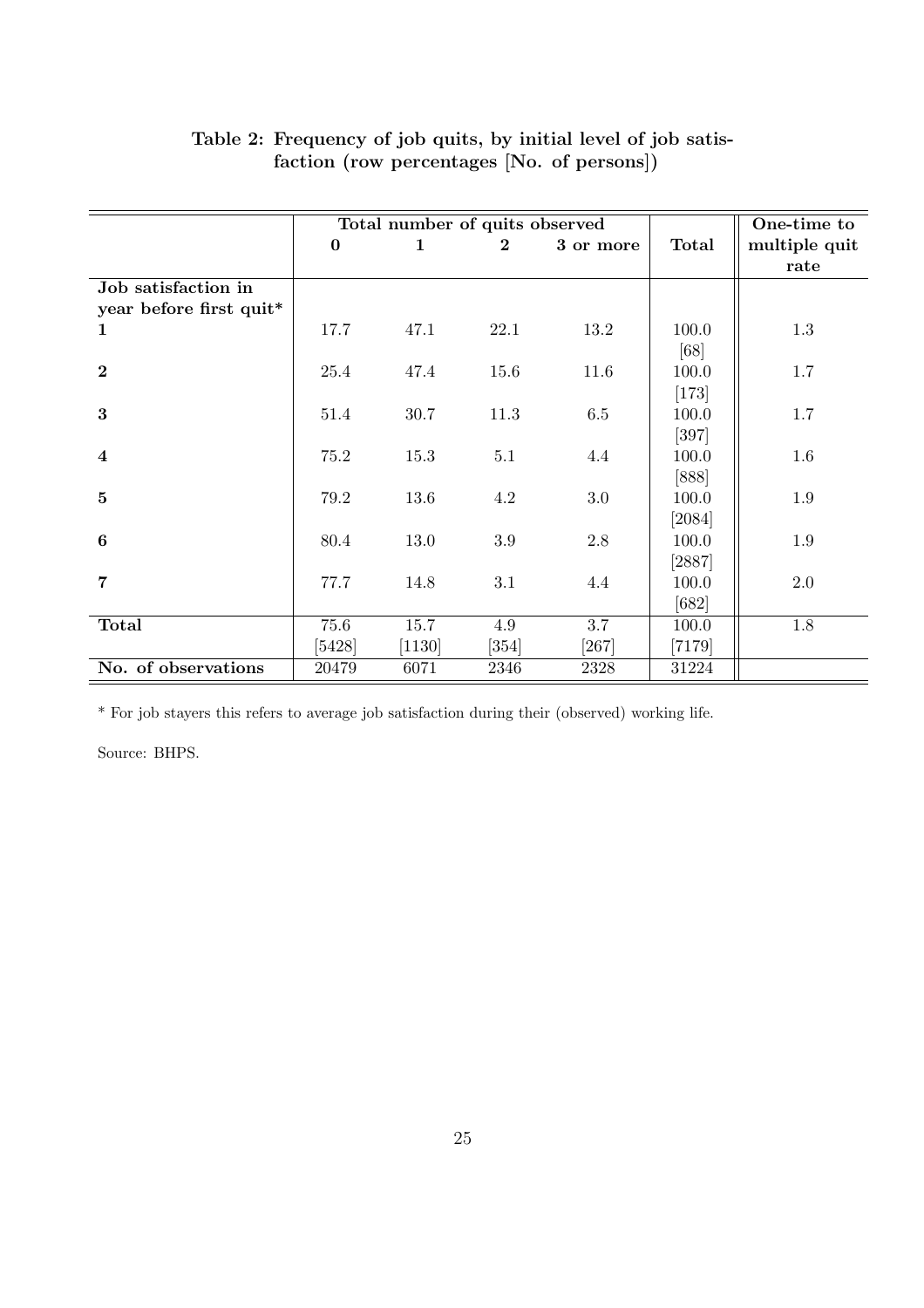**Table 2: Frequency of job quits, by initial level of job satisfaction (row percentages [No. of persons])**

| | Total number of quits observed | | | | | One-time to multiple quit rate |
|---|---|---|---|---|---|---|
| | **0** | **1** | **2** | **3 or more** | **Total** | |
| **Job satisfaction in year before first quit*** | | | | | | |
| **1** | 17.7 | 47.1 | 22.1 | 13.2 | 100.0 [68] | 1.3 |
| **2** | 25.4 | 47.4 | 15.6 | 11.6 | 100.0 [173] | 1.7 |
| **3** | 51.4 | 30.7 | 11.3 | 6.5 | 100.0 [397] | 1.7 |
| **4** | 75.2 | 15.3 | 5.1 | 4.4 | 100.0 [888] | 1.6 |
| **5** | 79.2 | 13.6 | 4.2 | 3.0 | 100.0 [2084] | 1.9 |
| **6** | 80.4 | 13.0 | 3.9 | 2.8 | 100.0 [2887] | 1.9 |
| **7** | 77.7 | 14.8 | 3.1 | 4.4 | 100.0 [682] | 2.0 |
| **Total** | 75.6 [5428] | 15.7 [1130] | 4.9 [354] | 3.7 [267] | 100.0 [7179] | 1.8 |
| **No. of observations** | 20479 | 6071 | 2346 | 2328 | 31224 | |

* For job stayers this refers to average job satisfaction during their (observed) working life.

Source: BHPS.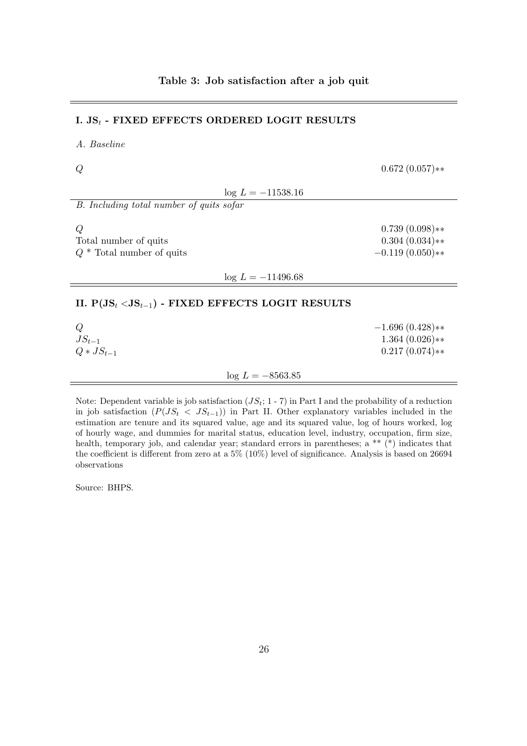**Table 3: Job satisfaction after a job quit**

| | |
|---|---|
| **I. $JS_t$ - FIXED EFFECTS ORDERED LOGIT RESULTS** | |
| *A. Baseline* | |
| $Q$ | $0.672\ (0.057)**$ |
| $\log L = -11538.16$ | |
| *B. Including total number of quits sofar* | |
| $Q$ | $0.739\ (0.098)**$ |
| Total number of quits | $0.304\ (0.034)**$ |
| $Q$ * Total number of quits | $-0.119\ (0.050)**$ |
| $\log L = -11496.68$ | |
| **II. $P(JS_t < JS_{t-1})$ - FIXED EFFECTS LOGIT RESULTS** | |
| $Q$ | $-1.696\ (0.428)**$ |
| $JS_{t-1}$ | $1.364\ (0.026)**$ |
| $Q * JS_{t-1}$ | $0.217\ (0.074)**$ |
| $\log L = -8563.85$ | |

Note: Dependent variable is job satisfaction ($JS_t$; 1 - 7) in Part I and the probability of a reduction in job satisfaction ($P(JS_t < JS_{t-1})$) in Part II. Other explanatory variables included in the estimation are tenure and its squared value, age and its squared value, log of hours worked, log of hourly wage, and dummies for marital status, education level, industry, occupation, firm size, health, temporary job, and calendar year; standard errors in parentheses; a ** (*) indicates that the coefficient is different from zero at a 5% (10%) level of significance. Analysis is based on 26694 observations

Source: BHPS.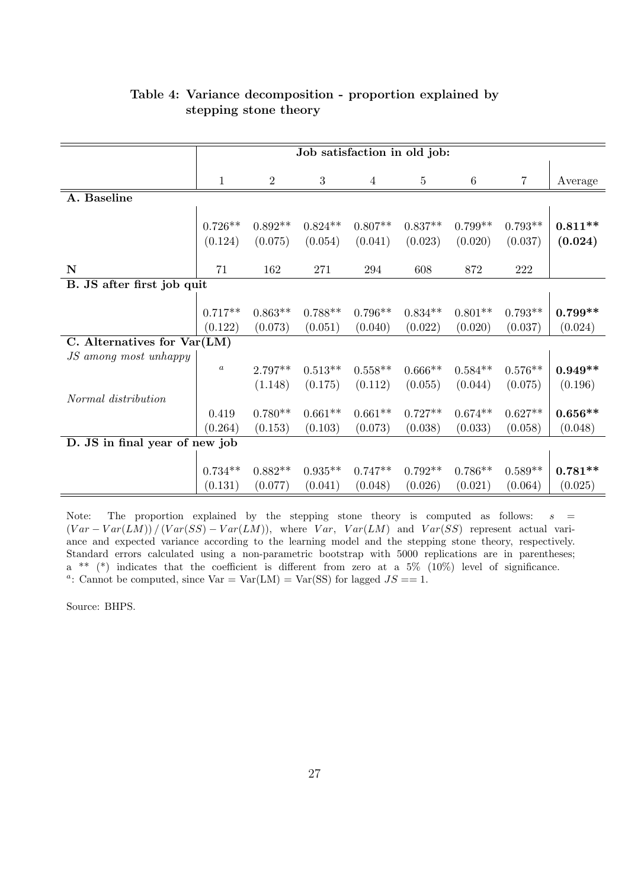**Table 4: Variance decomposition - proportion explained by stepping stone theory**

| | Job satisfaction in old job: | | | | | | | |
|---|---|---|---|---|---|---|---|---|
| | 1 | 2 | 3 | 4 | 5 | 6 | 7 | Average |
| **A. Baseline** | | | | | | | | |
| | 0.726** | 0.892** | 0.824** | 0.807** | 0.837** | 0.799** | 0.793** | **0.811**** |
| | (0.124) | (0.075) | (0.054) | (0.041) | (0.023) | (0.020) | (0.037) | **(0.024)** |
| **N** | 71 | 162 | 271 | 294 | 608 | 872 | 222 | |
| **B. JS after first job quit** | | | | | | | | |
| | 0.717** | 0.863** | 0.788** | 0.796** | 0.834** | 0.801** | 0.793** | **0.799**** |
| | (0.122) | (0.073) | (0.051) | (0.040) | (0.022) | (0.020) | (0.037) | (0.024) |
| **C. Alternatives for Var(LM)** | | | | | | | | |
| *JS among most unhappy* | | | | | | | | |
| | [a] | 2.797** | 0.513** | 0.558** | 0.666** | 0.584** | 0.576** | **0.949**** |
| | | (1.148) | (0.175) | (0.112) | (0.055) | (0.044) | (0.075) | (0.196) |
| *Normal distribution* | | | | | | | | |
| | 0.419 | 0.780** | 0.661** | 0.661** | 0.727** | 0.674** | 0.627** | **0.656**** |
| | (0.264) | (0.153) | (0.103) | (0.073) | (0.038) | (0.033) | (0.058) | (0.048) |
| **D. JS in final year of new job** | | | | | | | | |
| | 0.734** | 0.882** | 0.935** | 0.747** | 0.792** | 0.786** | 0.589** | **0.781**** |
| | (0.131) | (0.077) | (0.041) | (0.048) | (0.026) | (0.021) | (0.064) | (0.025) |

Note: The proportion explained by the stepping stone theory is computed as follows: $s = (Var - Var(LM)) / (Var(SS) - Var(LM))$, where $Var$, $Var(LM)$ and $Var(SS)$ represent actual variance and expected variance according to the learning model and the stepping stone theory, respectively. Standard errors calculated using a non-parametric bootstrap with 5000 replications are in parentheses; a ** (*) indicates that the coefficient is different from zero at a 5% (10%) level of significance.
[a]: Cannot be computed, since Var = Var(LM) = Var(SS) for lagged $JS == 1$.

Source: BHPS.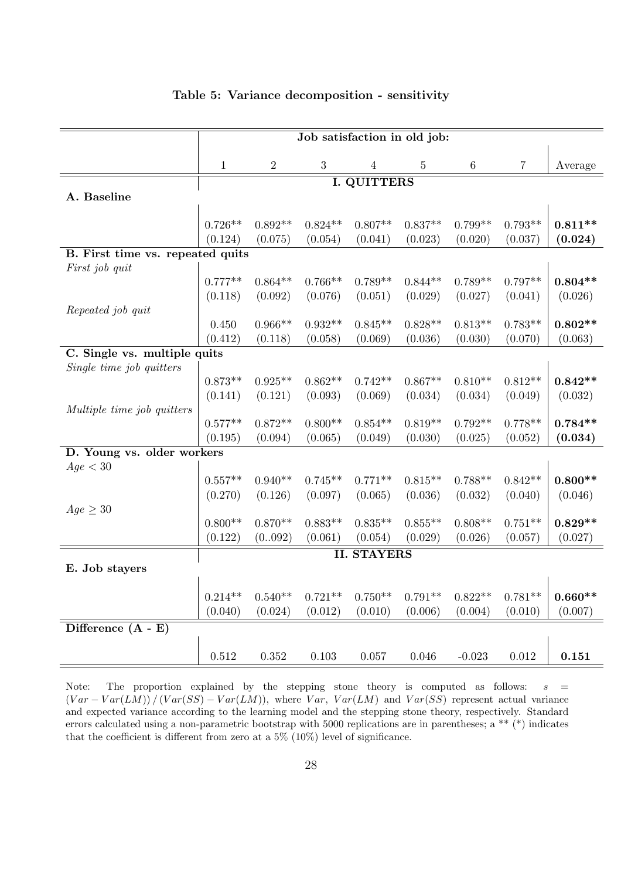**Table 5: Variance decomposition - sensitivity**

| | Job satisfaction in old job: | | | | | | | |
|---|---|---|---|---|---|---|---|---|
| | 1 | 2 | 3 | 4 | 5 | 6 | 7 | Average |
| | **I. QUITTERS** | | | | | | | |
| **A. Baseline** | | | | | | | | |
| | 0.726** | 0.892** | 0.824** | 0.807** | 0.837** | 0.799** | 0.793** | **0.811**** |
| | (0.124) | (0.075) | (0.054) | (0.041) | (0.023) | (0.020) | (0.037) | **(0.024)** |
| **B. First time vs. repeated quits** | | | | | | | | |
| *First job quit* | | | | | | | | |
| | 0.777** | 0.864** | 0.766** | 0.789** | 0.844** | 0.789** | 0.797** | **0.804**** |
| | (0.118) | (0.092) | (0.076) | (0.051) | (0.029) | (0.027) | (0.041) | (0.026) |
| *Repeated job quit* | | | | | | | | |
| | 0.450 | 0.966** | 0.932** | 0.845** | 0.828** | 0.813** | 0.783** | **0.802**** |
| | (0.412) | (0.118) | (0.058) | (0.069) | (0.036) | (0.030) | (0.070) | (0.063) |
| **C. Single vs. multiple quits** | | | | | | | | |
| *Single time job quitters* | | | | | | | | |
| | 0.873** | 0.925** | 0.862** | 0.742** | 0.867** | 0.810** | 0.812** | **0.842**** |
| | (0.141) | (0.121) | (0.093) | (0.069) | (0.034) | (0.034) | (0.049) | (0.032) |
| *Multiple time job quitters* | | | | | | | | |
| | 0.577** | 0.872** | 0.800** | 0.854** | 0.819** | 0.792** | 0.778** | **0.784**** |
| | (0.195) | (0.094) | (0.065) | (0.049) | (0.030) | (0.025) | (0.052) | **(0.034)** |
| **D. Young vs. older workers** | | | | | | | | |
| $Age < 30$ | | | | | | | | |
| | 0.557** | 0.940** | 0.745** | 0.771** | 0.815** | 0.788** | 0.842** | **0.800**** |
| | (0.270) | (0.126) | (0.097) | (0.065) | (0.036) | (0.032) | (0.040) | (0.046) |
| $Age \geq 30$ | | | | | | | | |
| | 0.800** | 0.870** | 0.883** | 0.835** | 0.855** | 0.808** | 0.751** | **0.829**** |
| | (0.122) | (0..092) | (0.061) | (0.054) | (0.029) | (0.026) | (0.057) | (0.027) |
| | **II. STAYERS** | | | | | | | |
| **E. Job stayers** | | | | | | | | |
| | 0.214** | 0.540** | 0.721** | 0.750** | 0.791** | 0.822** | 0.781** | **0.660**** |
| | (0.040) | (0.024) | (0.012) | (0.010) | (0.006) | (0.004) | (0.010) | (0.007) |
| **Difference (A - E)** | | | | | | | | |
| | 0.512 | 0.352 | 0.103 | 0.057 | 0.046 | -0.023 | 0.012 | **0.151** |

Note: The proportion explained by the stepping stone theory is computed as follows: $s = (Var - Var(LM)) / (Var(SS) - Var(LM))$, where $Var$, $Var(LM)$ and $Var(SS)$ represent actual variance and expected variance according to the learning model and the stepping stone theory, respectively. Standard errors calculated using a non-parametric bootstrap with 5000 replications are in parentheses; a ** (*) indicates that the coefficient is different from zero at a 5% (10%) level of significance.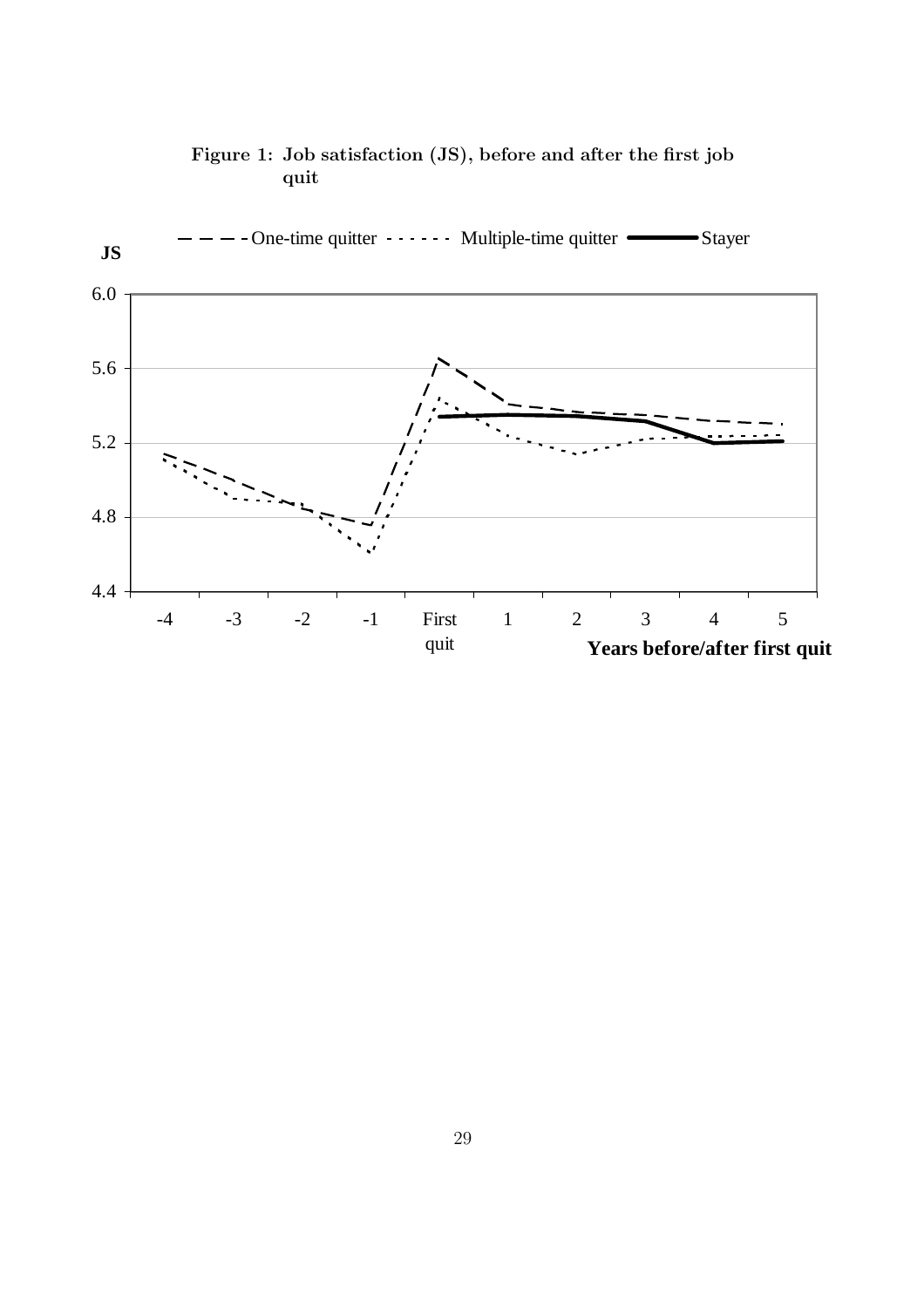**Figure 1: Job satisfaction (JS), before and after the first job quit**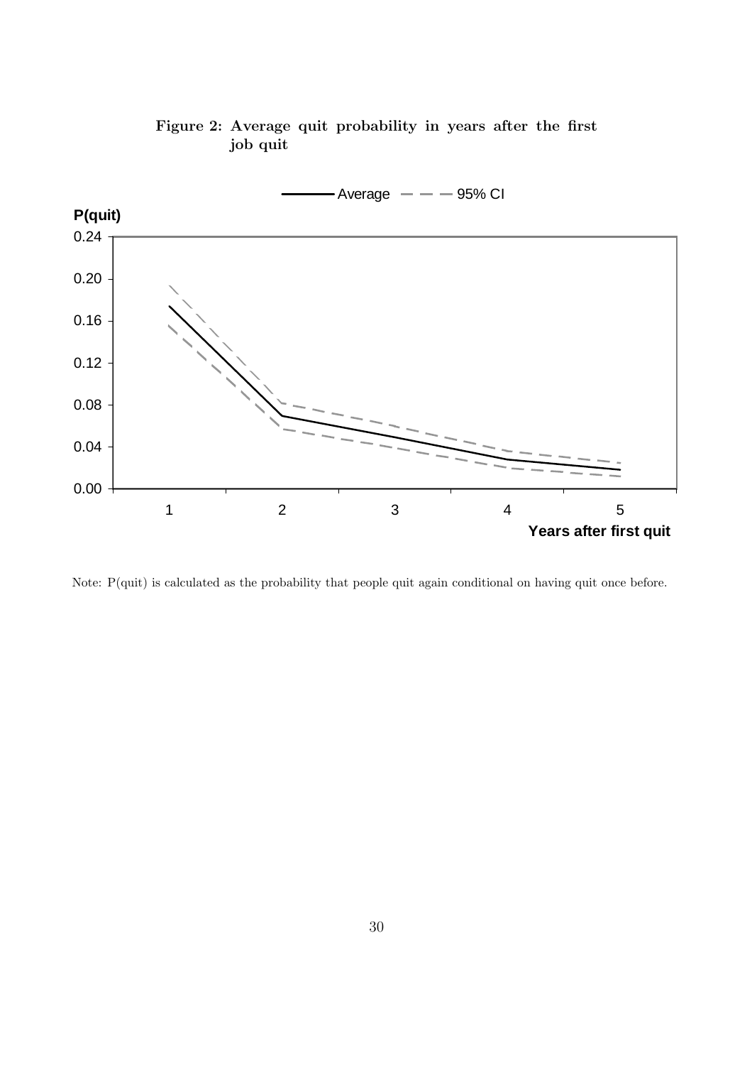**Figure 2: Average quit probability in years after the first job quit**

Note: P(quit) is calculated as the probability that people quit again conditional on having quit once before.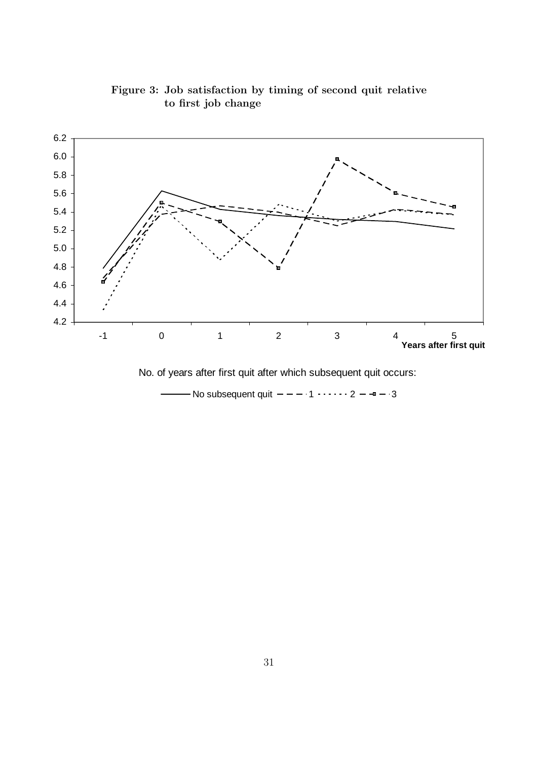**Figure 3: Job satisfaction by timing of second quit relative to first job change**

No. of years after first quit after which subsequent quit occurs:

No subsequent quit — 1 — 2 — 3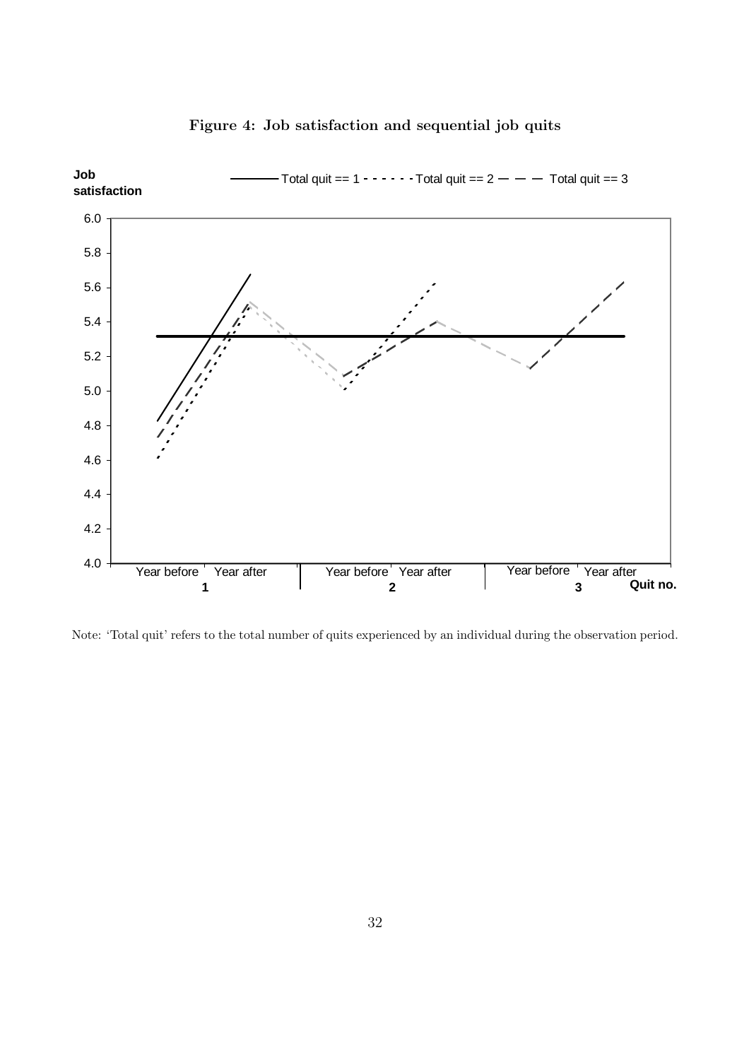**Figure 4: Job satisfaction and sequential job quits**

Note: 'Total quit' refers to the total number of quits experienced by an individual during the observation period.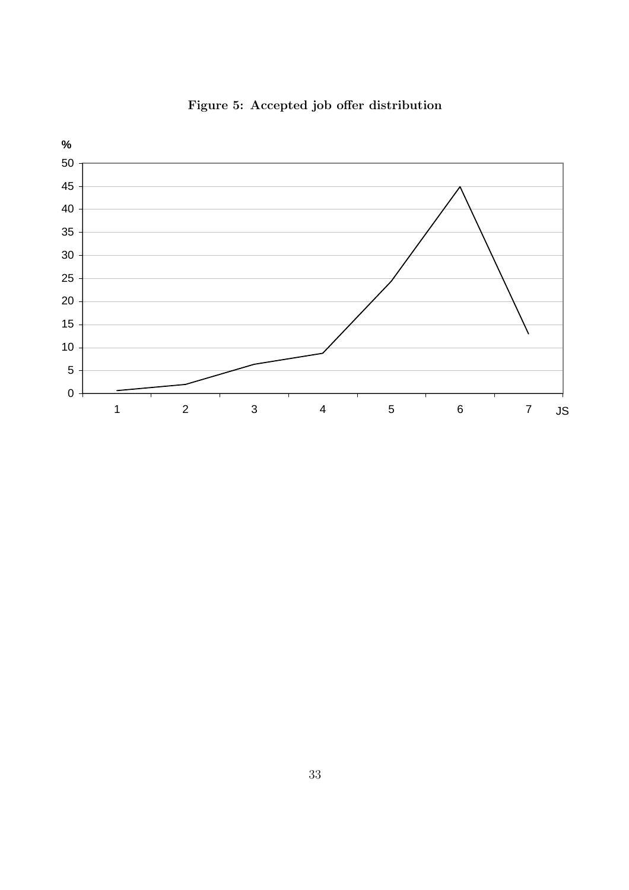**Figure 5: Accepted job offer distribution**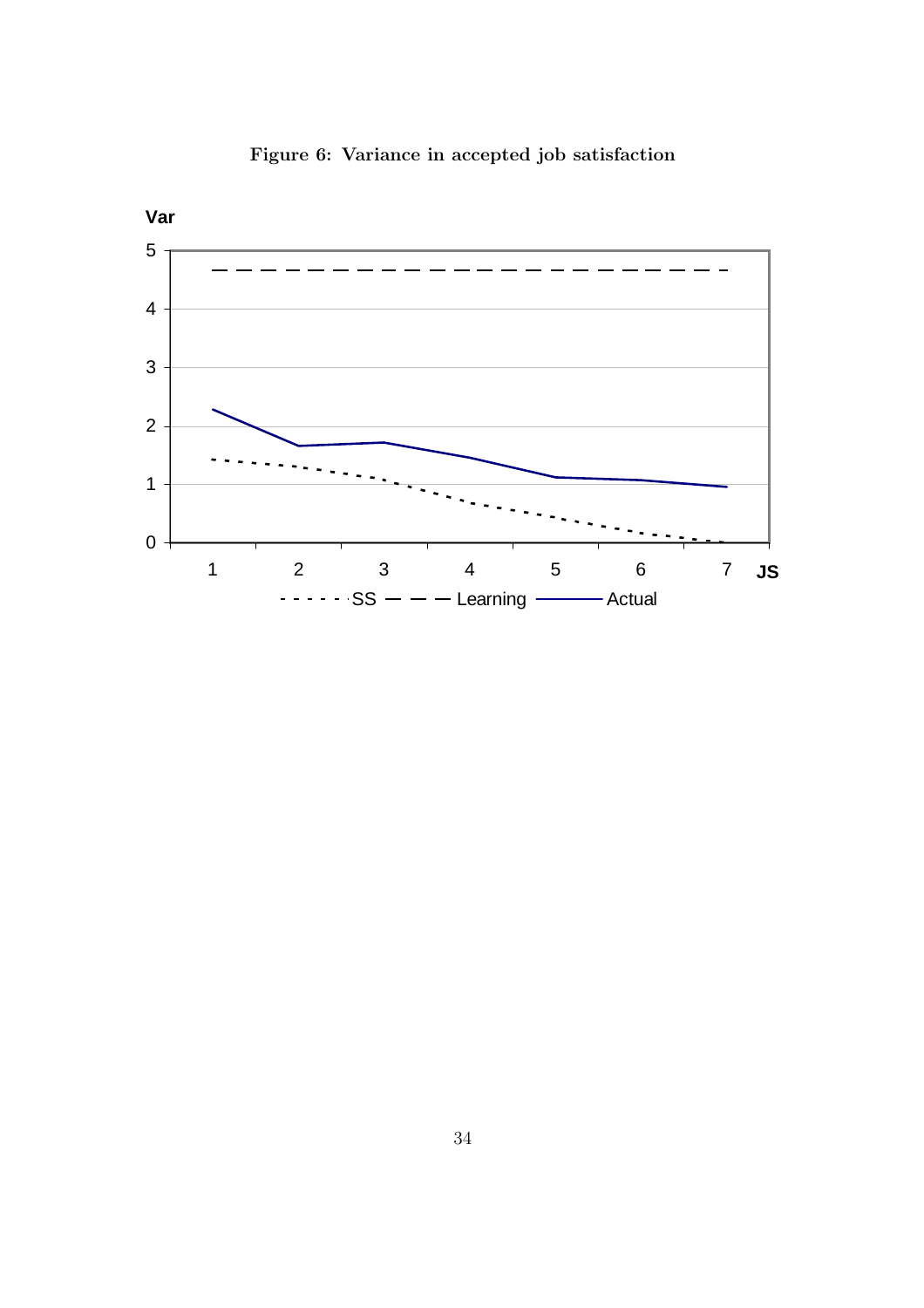**Figure 6: Variance in accepted job satisfaction**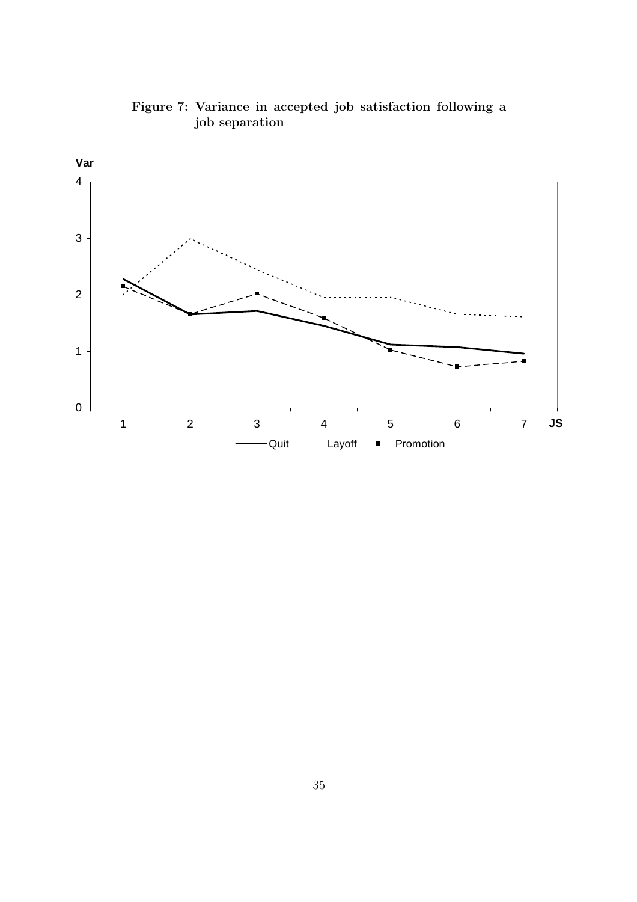**Figure 7: Variance in accepted job satisfaction following a job separation**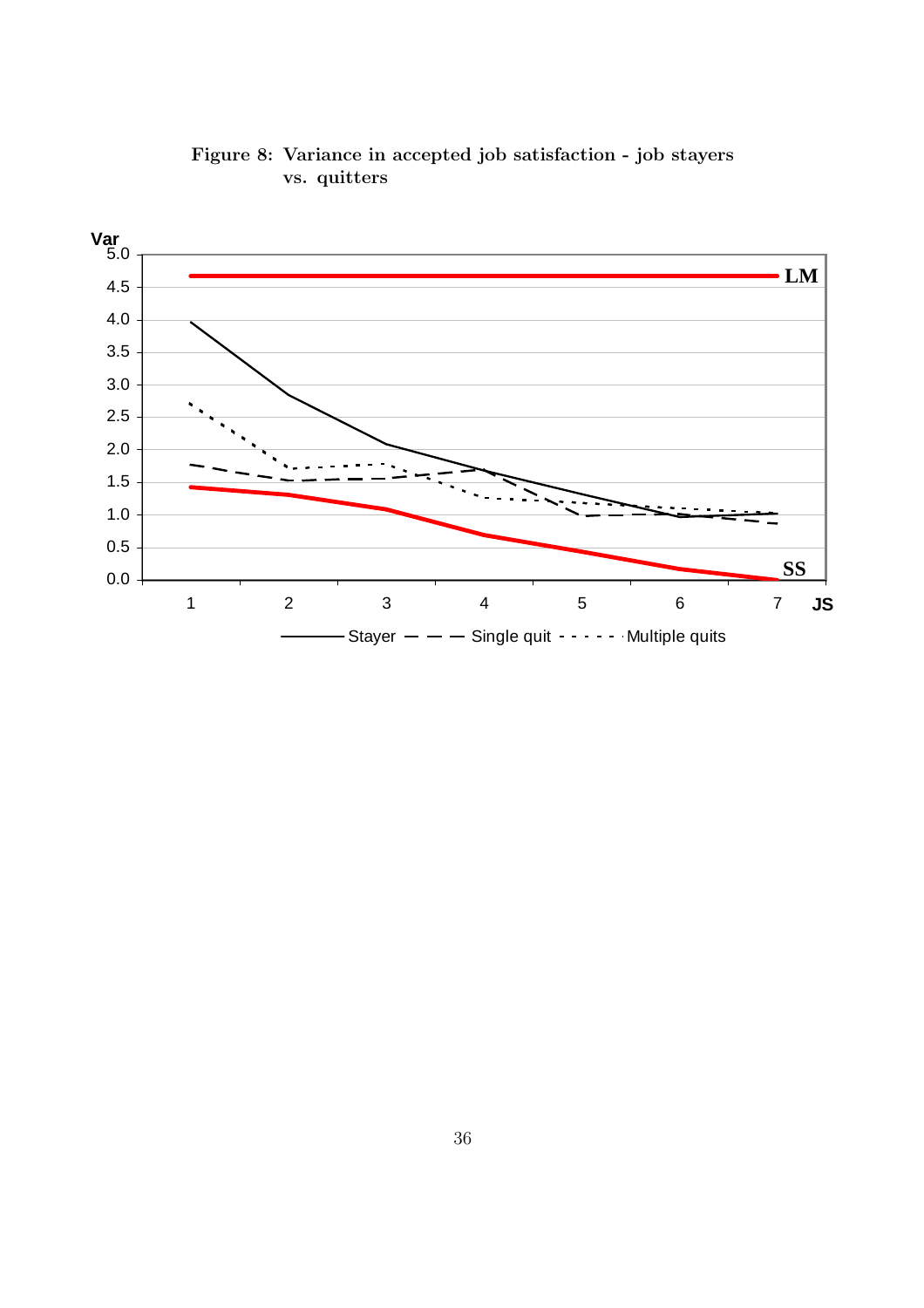**Figure 8: Variance in accepted job satisfaction - job stayers vs. quitters**

Var

5.0
4.5
4.0
3.5
3.0
2.5
2.0
1.5
1.0
0.5
0.0

1 2 3 4 5 6 7 JS

LM

SS

Stayer — Single quit - - - Multiple quits